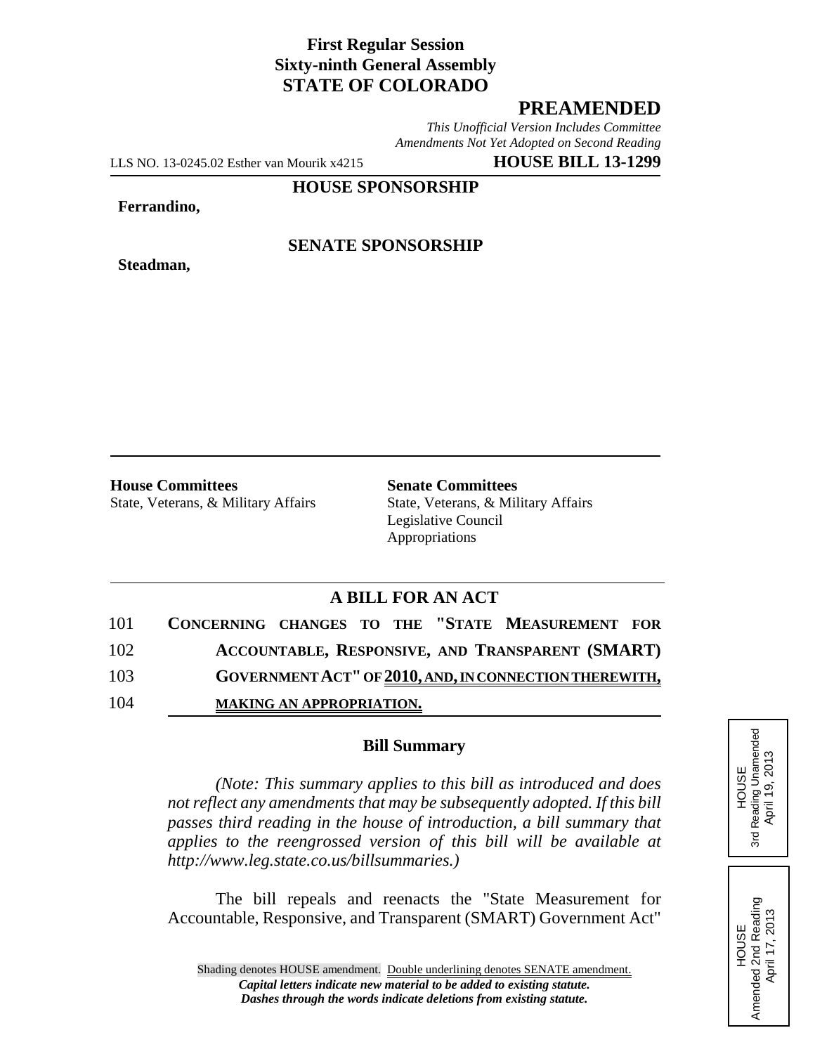**First Regular Session**
**Sixty-ninth General Assembly**
**STATE OF COLORADO**

# PREAMENDED

*This Unofficial Version Includes Committee Amendments Not Yet Adopted on Second Reading*

LLS NO. 13-0245.02 Esther van Mourik x4215 **HOUSE BILL 13-1299**

**HOUSE SPONSORSHIP**

**Ferrandino,**

**SENATE SPONSORSHIP**

**Steadman,**

| **House Committees** | **Senate Committees** |
|---|---|
| State, Veterans, & Military Affairs | State, Veterans, & Military Affairs |
| | Legislative Council |
| | Appropriations |

## A BILL FOR AN ACT

101 **CONCERNING CHANGES TO THE "STATE MEASUREMENT FOR**
102 **ACCOUNTABLE, RESPONSIVE, AND TRANSPARENT (SMART)**
103 **GOVERNMENT ACT" OF 2010, AND, IN CONNECTION THEREWITH,**
104 **MAKING AN APPROPRIATION.**

### Bill Summary

*(Note: This summary applies to this bill as introduced and does not reflect any amendments that may be subsequently adopted. If this bill passes third reading in the house of introduction, a bill summary that applies to the reengrossed version of this bill will be available at http://www.leg.state.co.us/billsummaries.)*

The bill repeals and reenacts the "State Measurement for Accountable, Responsive, and Transparent (SMART) Government Act"

HOUSE 3rd Reading Unamended April 19, 2013

HOUSE Amended 2nd Reading April 17, 2013

Shading denotes HOUSE amendment. Double underlining denotes SENATE amendment.
*Capital letters indicate new material to be added to existing statute.*
*Dashes through the words indicate deletions from existing statute.*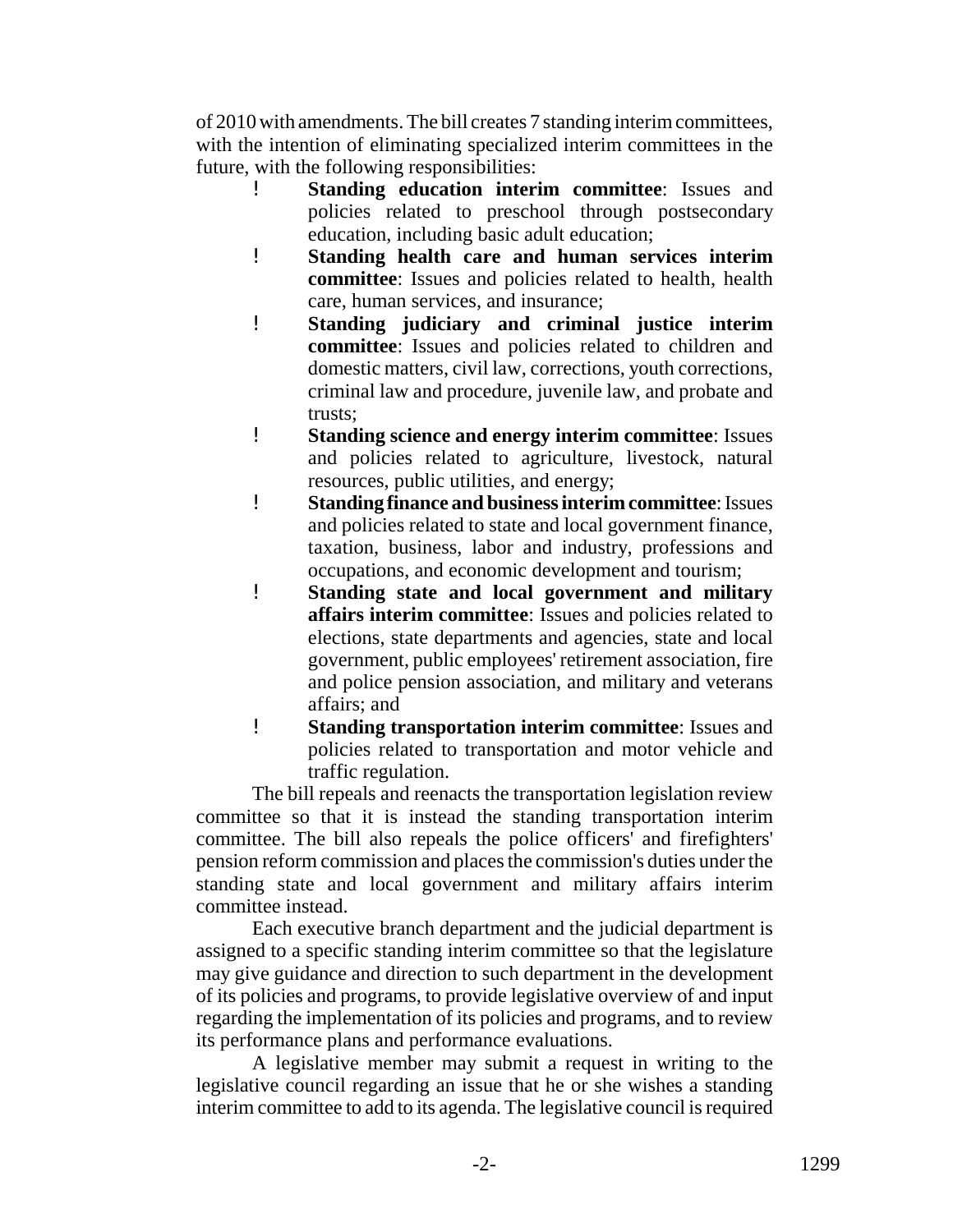of 2010 with amendments. The bill creates 7 standing interim committees, with the intention of eliminating specialized interim committees in the future, with the following responsibilities:

- **Standing education interim committee**: Issues and policies related to preschool through postsecondary education, including basic adult education;
- **Standing health care and human services interim committee**: Issues and policies related to health, health care, human services, and insurance;
- **Standing judiciary and criminal justice interim committee**: Issues and policies related to children and domestic matters, civil law, corrections, youth corrections, criminal law and procedure, juvenile law, and probate and trusts;
- **Standing science and energy interim committee**: Issues and policies related to agriculture, livestock, natural resources, public utilities, and energy;
- **Standing finance and business interim committee**: Issues and policies related to state and local government finance, taxation, business, labor and industry, professions and occupations, and economic development and tourism;
- **Standing state and local government and military affairs interim committee**: Issues and policies related to elections, state departments and agencies, state and local government, public employees' retirement association, fire and police pension association, and military and veterans affairs; and
- **Standing transportation interim committee**: Issues and policies related to transportation and motor vehicle and traffic regulation.

The bill repeals and reenacts the transportation legislation review committee so that it is instead the standing transportation interim committee. The bill also repeals the police officers' and firefighters' pension reform commission and places the commission's duties under the standing state and local government and military affairs interim committee instead.

Each executive branch department and the judicial department is assigned to a specific standing interim committee so that the legislature may give guidance and direction to such department in the development of its policies and programs, to provide legislative overview of and input regarding the implementation of its policies and programs, and to review its performance plans and performance evaluations.

A legislative member may submit a request in writing to the legislative council regarding an issue that he or she wishes a standing interim committee to add to its agenda. The legislative council is required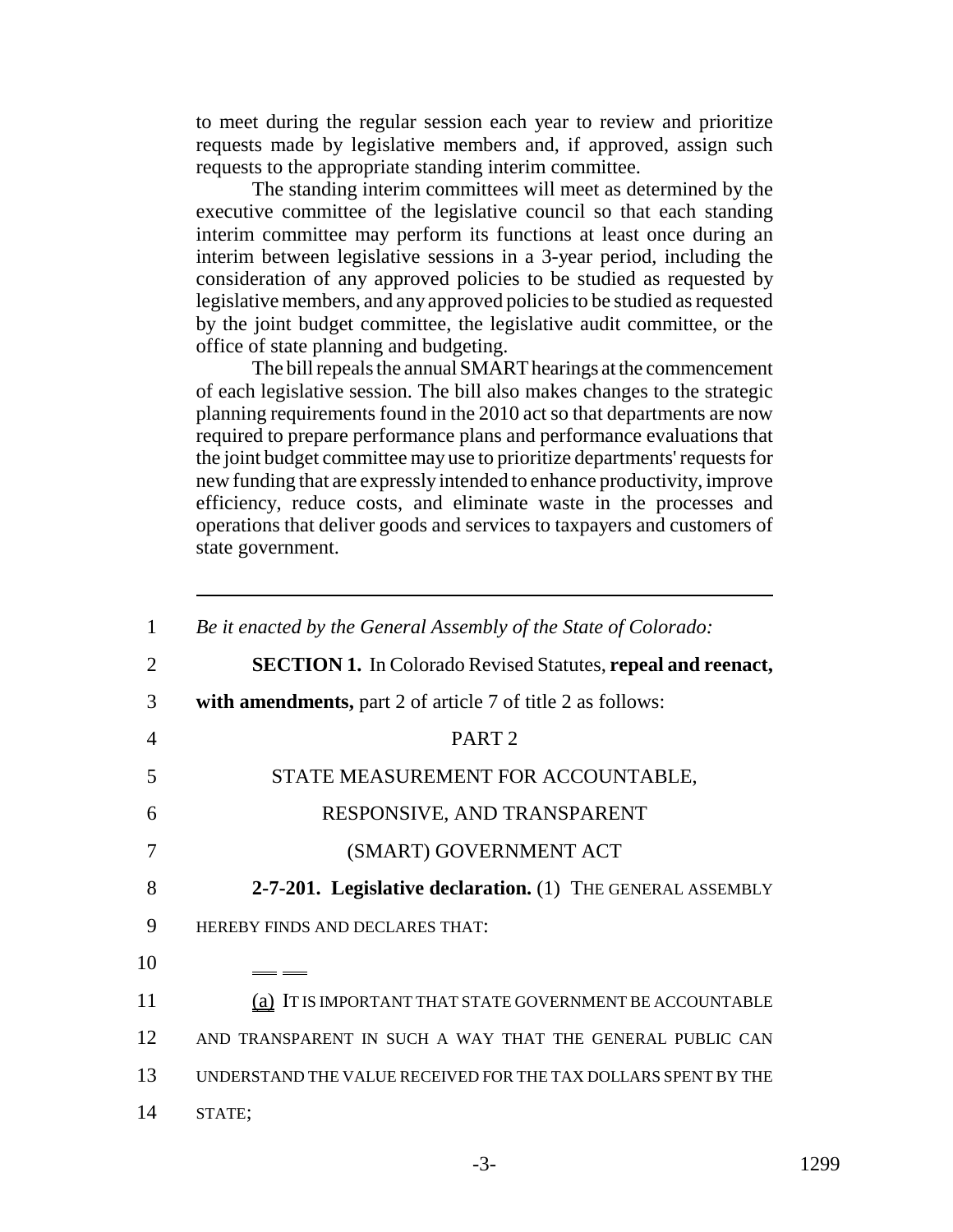to meet during the regular session each year to review and prioritize requests made by legislative members and, if approved, assign such requests to the appropriate standing interim committee.

The standing interim committees will meet as determined by the executive committee of the legislative council so that each standing interim committee may perform its functions at least once during an interim between legislative sessions in a 3-year period, including the consideration of any approved policies to be studied as requested by legislative members, and any approved policies to be studied as requested by the joint budget committee, the legislative audit committee, or the office of state planning and budgeting.

The bill repeals the annual SMART hearings at the commencement of each legislative session. The bill also makes changes to the strategic planning requirements found in the 2010 act so that departments are now required to prepare performance plans and performance evaluations that the joint budget committee may use to prioritize departments' requests for new funding that are expressly intended to enhance productivity, improve efficiency, reduce costs, and eliminate waste in the processes and operations that deliver goods and services to taxpayers and customers of state government.

---

1 *Be it enacted by the General Assembly of the State of Colorado:*

2 **SECTION 1.** In Colorado Revised Statutes, **repeal and reenact,**

3 **with amendments,** part 2 of article 7 of title 2 as follows:

4 PART 2

5 STATE MEASUREMENT FOR ACCOUNTABLE,

6 RESPONSIVE, AND TRANSPARENT

7 (SMART) GOVERNMENT ACT

8 **2-7-201. Legislative declaration.** (1) THE GENERAL ASSEMBLY

9 HEREBY FINDS AND DECLARES THAT:

10

11 (a) IT IS IMPORTANT THAT STATE GOVERNMENT BE ACCOUNTABLE

12 AND TRANSPARENT IN SUCH A WAY THAT THE GENERAL PUBLIC CAN

13 UNDERSTAND THE VALUE RECEIVED FOR THE TAX DOLLARS SPENT BY THE

14 STATE;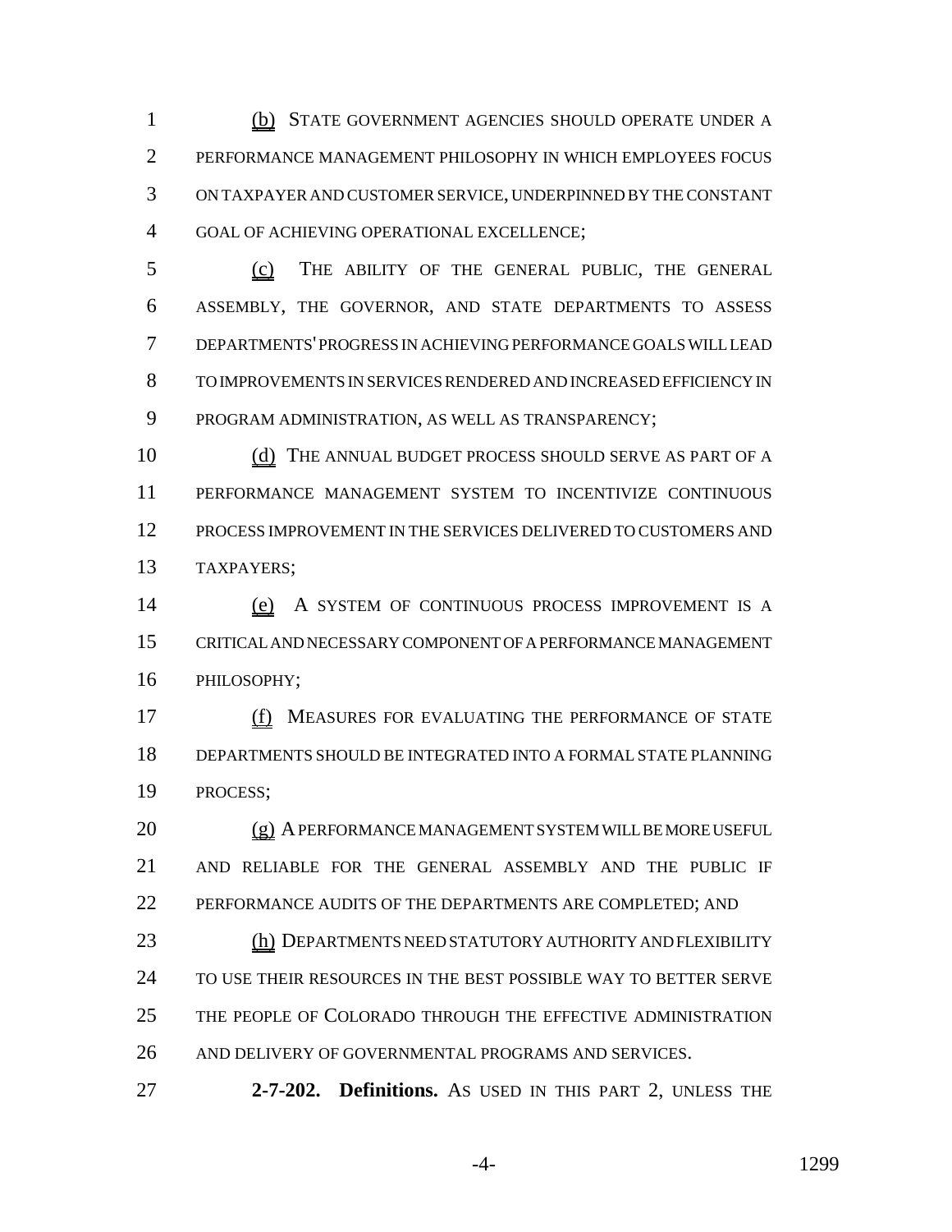(b) STATE GOVERNMENT AGENCIES SHOULD OPERATE UNDER A PERFORMANCE MANAGEMENT PHILOSOPHY IN WHICH EMPLOYEES FOCUS ON TAXPAYER AND CUSTOMER SERVICE, UNDERPINNED BY THE CONSTANT GOAL OF ACHIEVING OPERATIONAL EXCELLENCE;

(c) THE ABILITY OF THE GENERAL PUBLIC, THE GENERAL ASSEMBLY, THE GOVERNOR, AND STATE DEPARTMENTS TO ASSESS DEPARTMENTS' PROGRESS IN ACHIEVING PERFORMANCE GOALS WILL LEAD TO IMPROVEMENTS IN SERVICES RENDERED AND INCREASED EFFICIENCY IN PROGRAM ADMINISTRATION, AS WELL AS TRANSPARENCY;

(d) THE ANNUAL BUDGET PROCESS SHOULD SERVE AS PART OF A PERFORMANCE MANAGEMENT SYSTEM TO INCENTIVIZE CONTINUOUS PROCESS IMPROVEMENT IN THE SERVICES DELIVERED TO CUSTOMERS AND TAXPAYERS;

(e) A SYSTEM OF CONTINUOUS PROCESS IMPROVEMENT IS A CRITICAL AND NECESSARY COMPONENT OF A PERFORMANCE MANAGEMENT PHILOSOPHY;

(f) MEASURES FOR EVALUATING THE PERFORMANCE OF STATE DEPARTMENTS SHOULD BE INTEGRATED INTO A FORMAL STATE PLANNING PROCESS;

(g) A PERFORMANCE MANAGEMENT SYSTEM WILL BE MORE USEFUL AND RELIABLE FOR THE GENERAL ASSEMBLY AND THE PUBLIC IF PERFORMANCE AUDITS OF THE DEPARTMENTS ARE COMPLETED; AND

(h) DEPARTMENTS NEED STATUTORY AUTHORITY AND FLEXIBILITY TO USE THEIR RESOURCES IN THE BEST POSSIBLE WAY TO BETTER SERVE THE PEOPLE OF COLORADO THROUGH THE EFFECTIVE ADMINISTRATION AND DELIVERY OF GOVERNMENTAL PROGRAMS AND SERVICES.

**2-7-202. Definitions.** AS USED IN THIS PART 2, UNLESS THE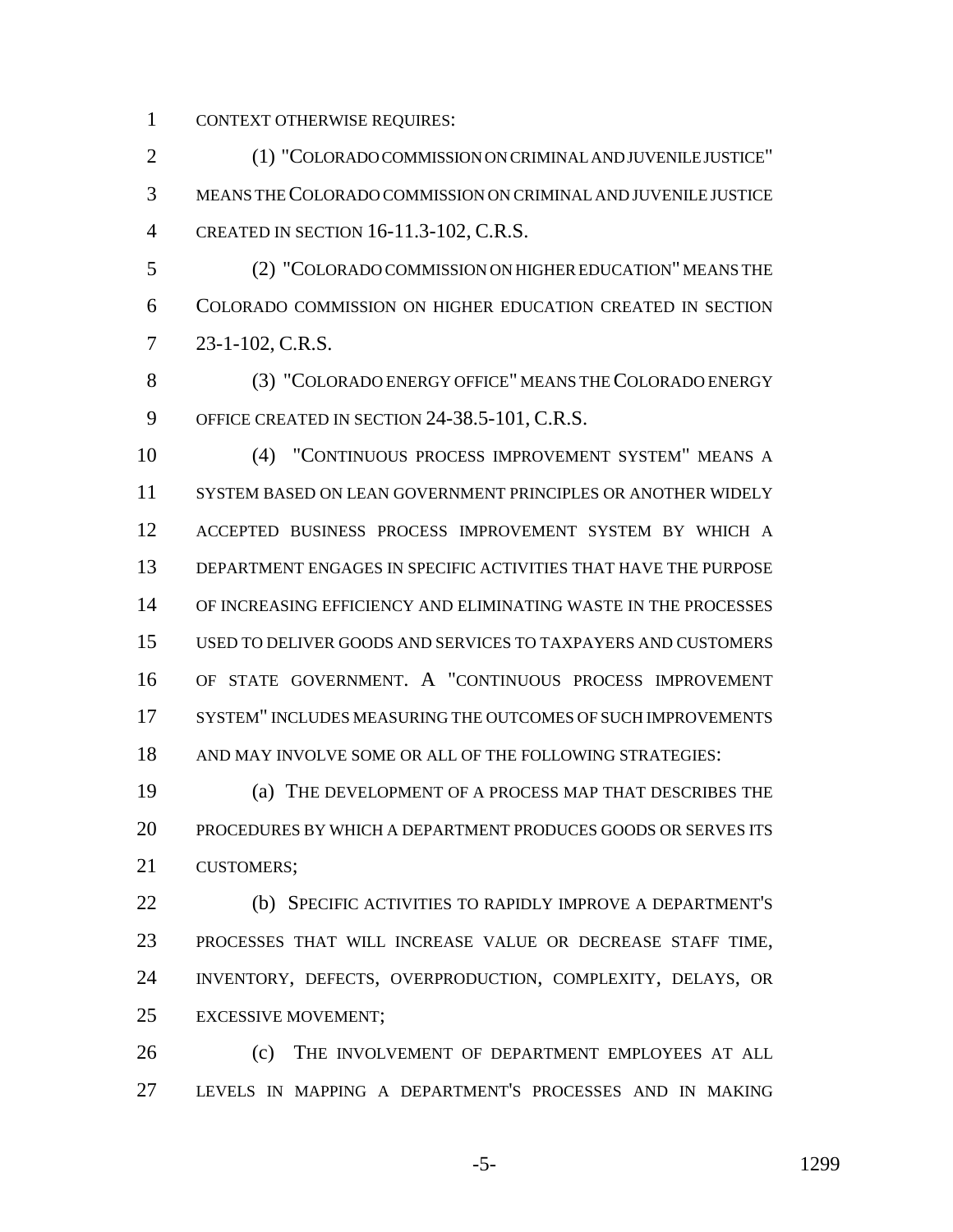CONTEXT OTHERWISE REQUIRES:

(1) "COLORADO COMMISSION ON CRIMINAL AND JUVENILE JUSTICE" MEANS THE COLORADO COMMISSION ON CRIMINAL AND JUVENILE JUSTICE CREATED IN SECTION 16-11.3-102, C.R.S.

(2) "COLORADO COMMISSION ON HIGHER EDUCATION" MEANS THE COLORADO COMMISSION ON HIGHER EDUCATION CREATED IN SECTION 23-1-102, C.R.S.

(3) "COLORADO ENERGY OFFICE" MEANS THE COLORADO ENERGY OFFICE CREATED IN SECTION 24-38.5-101, C.R.S.

(4) "CONTINUOUS PROCESS IMPROVEMENT SYSTEM" MEANS A SYSTEM BASED ON LEAN GOVERNMENT PRINCIPLES OR ANOTHER WIDELY ACCEPTED BUSINESS PROCESS IMPROVEMENT SYSTEM BY WHICH A DEPARTMENT ENGAGES IN SPECIFIC ACTIVITIES THAT HAVE THE PURPOSE OF INCREASING EFFICIENCY AND ELIMINATING WASTE IN THE PROCESSES USED TO DELIVER GOODS AND SERVICES TO TAXPAYERS AND CUSTOMERS OF STATE GOVERNMENT. A "CONTINUOUS PROCESS IMPROVEMENT SYSTEM" INCLUDES MEASURING THE OUTCOMES OF SUCH IMPROVEMENTS AND MAY INVOLVE SOME OR ALL OF THE FOLLOWING STRATEGIES:

(a) THE DEVELOPMENT OF A PROCESS MAP THAT DESCRIBES THE PROCEDURES BY WHICH A DEPARTMENT PRODUCES GOODS OR SERVES ITS CUSTOMERS;

(b) SPECIFIC ACTIVITIES TO RAPIDLY IMPROVE A DEPARTMENT'S PROCESSES THAT WILL INCREASE VALUE OR DECREASE STAFF TIME, INVENTORY, DEFECTS, OVERPRODUCTION, COMPLEXITY, DELAYS, OR EXCESSIVE MOVEMENT;

(c) THE INVOLVEMENT OF DEPARTMENT EMPLOYEES AT ALL LEVELS IN MAPPING A DEPARTMENT'S PROCESSES AND IN MAKING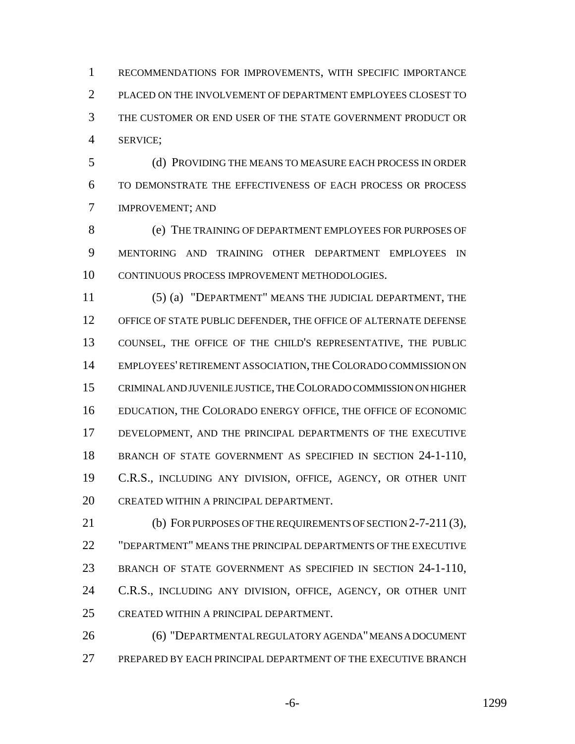RECOMMENDATIONS FOR IMPROVEMENTS, WITH SPECIFIC IMPORTANCE PLACED ON THE INVOLVEMENT OF DEPARTMENT EMPLOYEES CLOSEST TO THE CUSTOMER OR END USER OF THE STATE GOVERNMENT PRODUCT OR SERVICE;

(d) PROVIDING THE MEANS TO MEASURE EACH PROCESS IN ORDER TO DEMONSTRATE THE EFFECTIVENESS OF EACH PROCESS OR PROCESS IMPROVEMENT; AND

(e) THE TRAINING OF DEPARTMENT EMPLOYEES FOR PURPOSES OF MENTORING AND TRAINING OTHER DEPARTMENT EMPLOYEES IN CONTINUOUS PROCESS IMPROVEMENT METHODOLOGIES.

(5) (a) "DEPARTMENT" MEANS THE JUDICIAL DEPARTMENT, THE OFFICE OF STATE PUBLIC DEFENDER, THE OFFICE OF ALTERNATE DEFENSE COUNSEL, THE OFFICE OF THE CHILD'S REPRESENTATIVE, THE PUBLIC EMPLOYEES' RETIREMENT ASSOCIATION, THE COLORADO COMMISSION ON CRIMINAL AND JUVENILE JUSTICE, THE COLORADO COMMISSION ON HIGHER EDUCATION, THE COLORADO ENERGY OFFICE, THE OFFICE OF ECONOMIC DEVELOPMENT, AND THE PRINCIPAL DEPARTMENTS OF THE EXECUTIVE BRANCH OF STATE GOVERNMENT AS SPECIFIED IN SECTION 24-1-110, C.R.S., INCLUDING ANY DIVISION, OFFICE, AGENCY, OR OTHER UNIT CREATED WITHIN A PRINCIPAL DEPARTMENT.

(b) FOR PURPOSES OF THE REQUIREMENTS OF SECTION 2-7-211 (3), "DEPARTMENT" MEANS THE PRINCIPAL DEPARTMENTS OF THE EXECUTIVE BRANCH OF STATE GOVERNMENT AS SPECIFIED IN SECTION 24-1-110, C.R.S., INCLUDING ANY DIVISION, OFFICE, AGENCY, OR OTHER UNIT CREATED WITHIN A PRINCIPAL DEPARTMENT.

(6) "DEPARTMENTAL REGULATORY AGENDA" MEANS A DOCUMENT PREPARED BY EACH PRINCIPAL DEPARTMENT OF THE EXECUTIVE BRANCH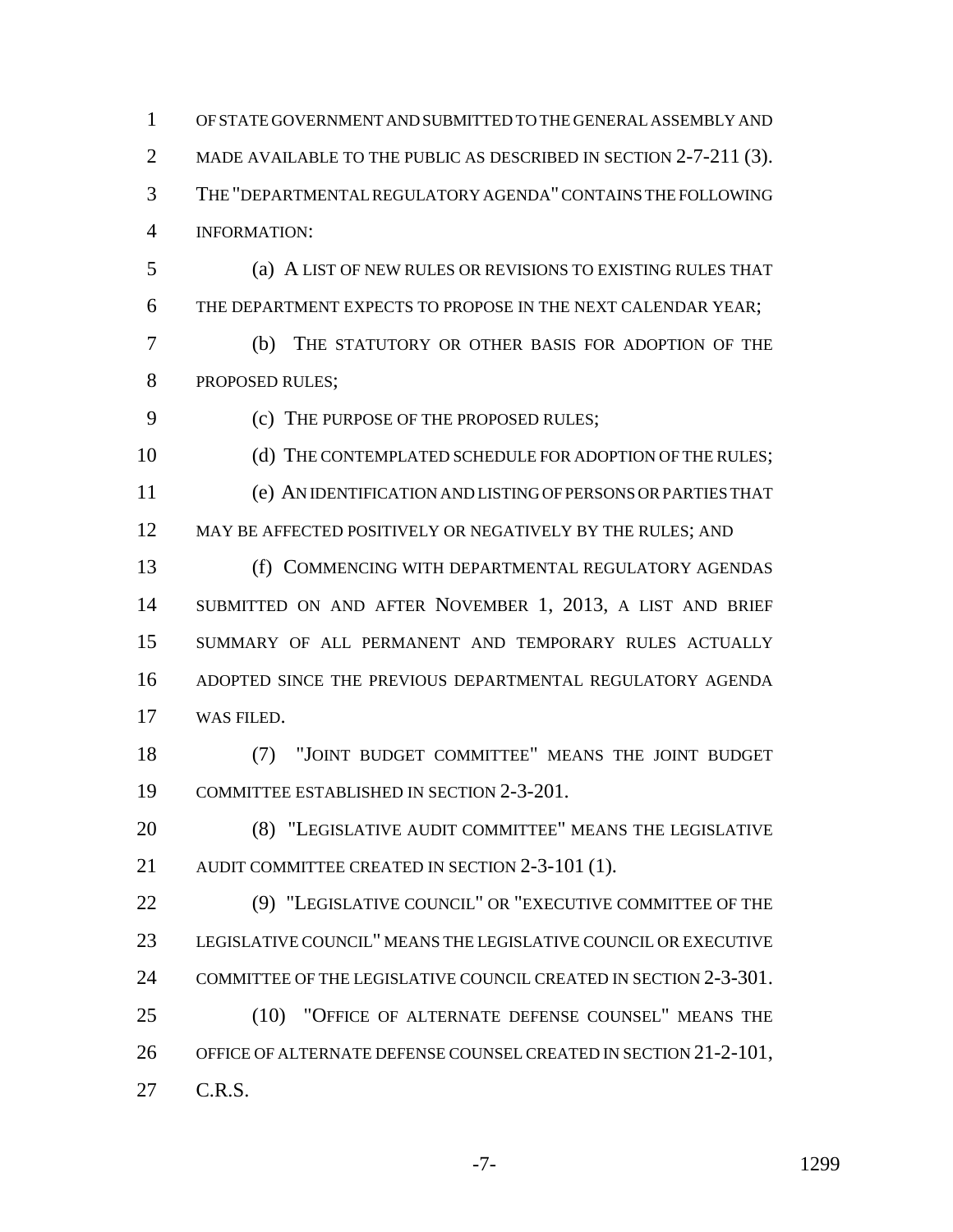OF STATE GOVERNMENT AND SUBMITTED TO THE GENERAL ASSEMBLY AND MADE AVAILABLE TO THE PUBLIC AS DESCRIBED IN SECTION 2-7-211 (3). THE "DEPARTMENTAL REGULATORY AGENDA" CONTAINS THE FOLLOWING INFORMATION:

(a) A LIST OF NEW RULES OR REVISIONS TO EXISTING RULES THAT THE DEPARTMENT EXPECTS TO PROPOSE IN THE NEXT CALENDAR YEAR;

(b) THE STATUTORY OR OTHER BASIS FOR ADOPTION OF THE PROPOSED RULES;

(c) THE PURPOSE OF THE PROPOSED RULES;

(d) THE CONTEMPLATED SCHEDULE FOR ADOPTION OF THE RULES;

(e) AN IDENTIFICATION AND LISTING OF PERSONS OR PARTIES THAT MAY BE AFFECTED POSITIVELY OR NEGATIVELY BY THE RULES; AND

(f) COMMENCING WITH DEPARTMENTAL REGULATORY AGENDAS SUBMITTED ON AND AFTER NOVEMBER 1, 2013, A LIST AND BRIEF SUMMARY OF ALL PERMANENT AND TEMPORARY RULES ACTUALLY ADOPTED SINCE THE PREVIOUS DEPARTMENTAL REGULATORY AGENDA WAS FILED.

(7) "JOINT BUDGET COMMITTEE" MEANS THE JOINT BUDGET COMMITTEE ESTABLISHED IN SECTION 2-3-201.

(8) "LEGISLATIVE AUDIT COMMITTEE" MEANS THE LEGISLATIVE AUDIT COMMITTEE CREATED IN SECTION 2-3-101 (1).

(9) "LEGISLATIVE COUNCIL" OR "EXECUTIVE COMMITTEE OF THE LEGISLATIVE COUNCIL" MEANS THE LEGISLATIVE COUNCIL OR EXECUTIVE COMMITTEE OF THE LEGISLATIVE COUNCIL CREATED IN SECTION 2-3-301.

(10) "OFFICE OF ALTERNATE DEFENSE COUNSEL" MEANS THE OFFICE OF ALTERNATE DEFENSE COUNSEL CREATED IN SECTION 21-2-101, C.R.S.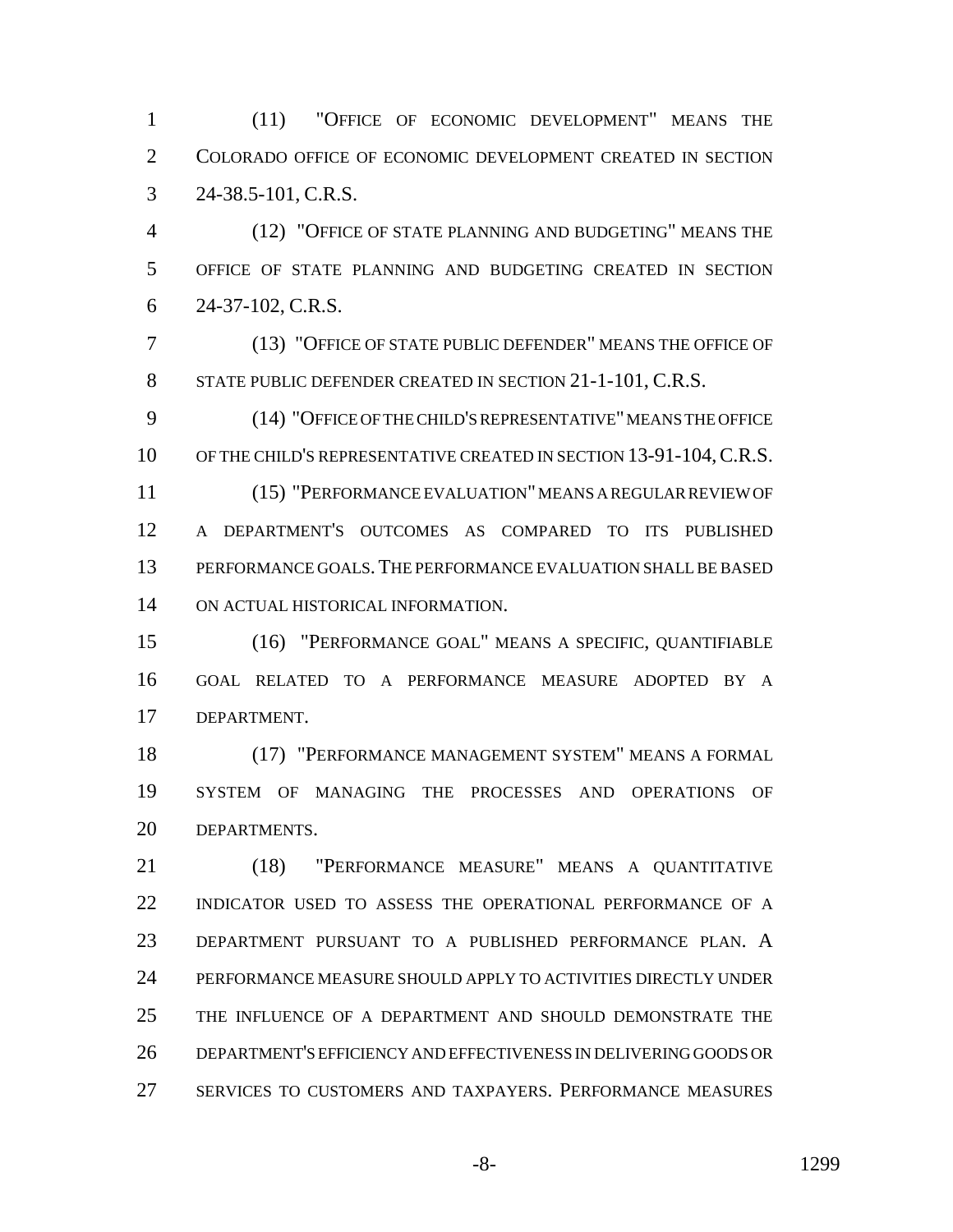(11) "OFFICE OF ECONOMIC DEVELOPMENT" MEANS THE COLORADO OFFICE OF ECONOMIC DEVELOPMENT CREATED IN SECTION 24-38.5-101, C.R.S.

(12) "OFFICE OF STATE PLANNING AND BUDGETING" MEANS THE OFFICE OF STATE PLANNING AND BUDGETING CREATED IN SECTION 24-37-102, C.R.S.

(13) "OFFICE OF STATE PUBLIC DEFENDER" MEANS THE OFFICE OF STATE PUBLIC DEFENDER CREATED IN SECTION 21-1-101, C.R.S.

(14) "OFFICE OF THE CHILD'S REPRESENTATIVE" MEANS THE OFFICE OF THE CHILD'S REPRESENTATIVE CREATED IN SECTION 13-91-104, C.R.S.

(15) "PERFORMANCE EVALUATION" MEANS A REGULAR REVIEW OF A DEPARTMENT'S OUTCOMES AS COMPARED TO ITS PUBLISHED PERFORMANCE GOALS. THE PERFORMANCE EVALUATION SHALL BE BASED ON ACTUAL HISTORICAL INFORMATION.

(16) "PERFORMANCE GOAL" MEANS A SPECIFIC, QUANTIFIABLE GOAL RELATED TO A PERFORMANCE MEASURE ADOPTED BY A DEPARTMENT.

(17) "PERFORMANCE MANAGEMENT SYSTEM" MEANS A FORMAL SYSTEM OF MANAGING THE PROCESSES AND OPERATIONS OF DEPARTMENTS.

(18) "PERFORMANCE MEASURE" MEANS A QUANTITATIVE INDICATOR USED TO ASSESS THE OPERATIONAL PERFORMANCE OF A DEPARTMENT PURSUANT TO A PUBLISHED PERFORMANCE PLAN. A PERFORMANCE MEASURE SHOULD APPLY TO ACTIVITIES DIRECTLY UNDER THE INFLUENCE OF A DEPARTMENT AND SHOULD DEMONSTRATE THE DEPARTMENT'S EFFICIENCY AND EFFECTIVENESS IN DELIVERING GOODS OR SERVICES TO CUSTOMERS AND TAXPAYERS. PERFORMANCE MEASURES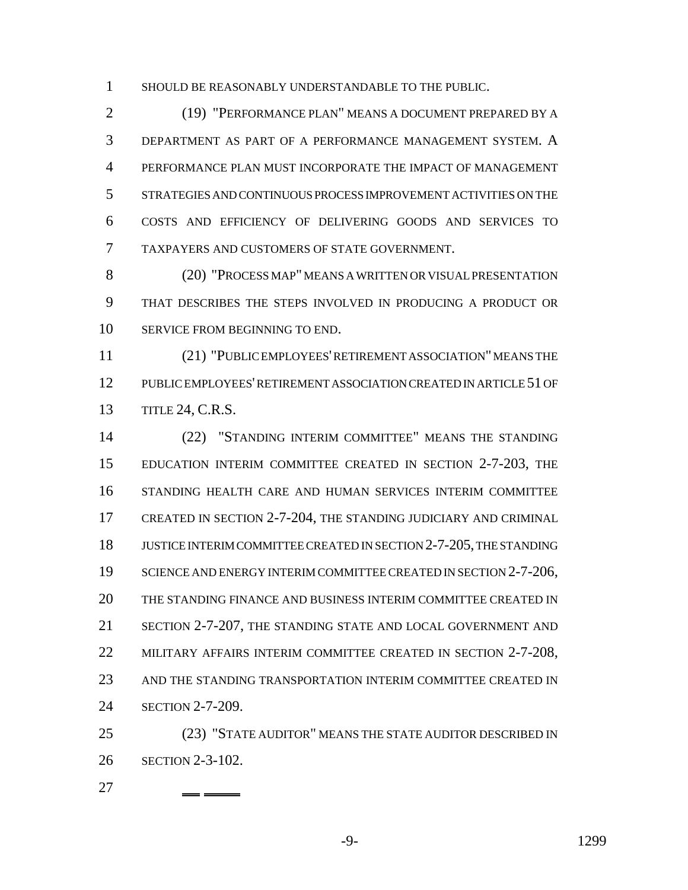SHOULD BE REASONABLY UNDERSTANDABLE TO THE PUBLIC.

(19) "PERFORMANCE PLAN" MEANS A DOCUMENT PREPARED BY A DEPARTMENT AS PART OF A PERFORMANCE MANAGEMENT SYSTEM. A PERFORMANCE PLAN MUST INCORPORATE THE IMPACT OF MANAGEMENT STRATEGIES AND CONTINUOUS PROCESS IMPROVEMENT ACTIVITIES ON THE COSTS AND EFFICIENCY OF DELIVERING GOODS AND SERVICES TO TAXPAYERS AND CUSTOMERS OF STATE GOVERNMENT.

(20) "PROCESS MAP" MEANS A WRITTEN OR VISUAL PRESENTATION THAT DESCRIBES THE STEPS INVOLVED IN PRODUCING A PRODUCT OR SERVICE FROM BEGINNING TO END.

(21) "PUBLIC EMPLOYEES' RETIREMENT ASSOCIATION" MEANS THE PUBLIC EMPLOYEES' RETIREMENT ASSOCIATION CREATED IN ARTICLE 51 OF TITLE 24, C.R.S.

(22) "STANDING INTERIM COMMITTEE" MEANS THE STANDING EDUCATION INTERIM COMMITTEE CREATED IN SECTION 2-7-203, THE STANDING HEALTH CARE AND HUMAN SERVICES INTERIM COMMITTEE CREATED IN SECTION 2-7-204, THE STANDING JUDICIARY AND CRIMINAL JUSTICE INTERIM COMMITTEE CREATED IN SECTION 2-7-205, THE STANDING SCIENCE AND ENERGY INTERIM COMMITTEE CREATED IN SECTION 2-7-206, THE STANDING FINANCE AND BUSINESS INTERIM COMMITTEE CREATED IN SECTION 2-7-207, THE STANDING STATE AND LOCAL GOVERNMENT AND MILITARY AFFAIRS INTERIM COMMITTEE CREATED IN SECTION 2-7-208, AND THE STANDING TRANSPORTATION INTERIM COMMITTEE CREATED IN SECTION 2-7-209.

(23) "STATE AUDITOR" MEANS THE STATE AUDITOR DESCRIBED IN SECTION 2-3-102.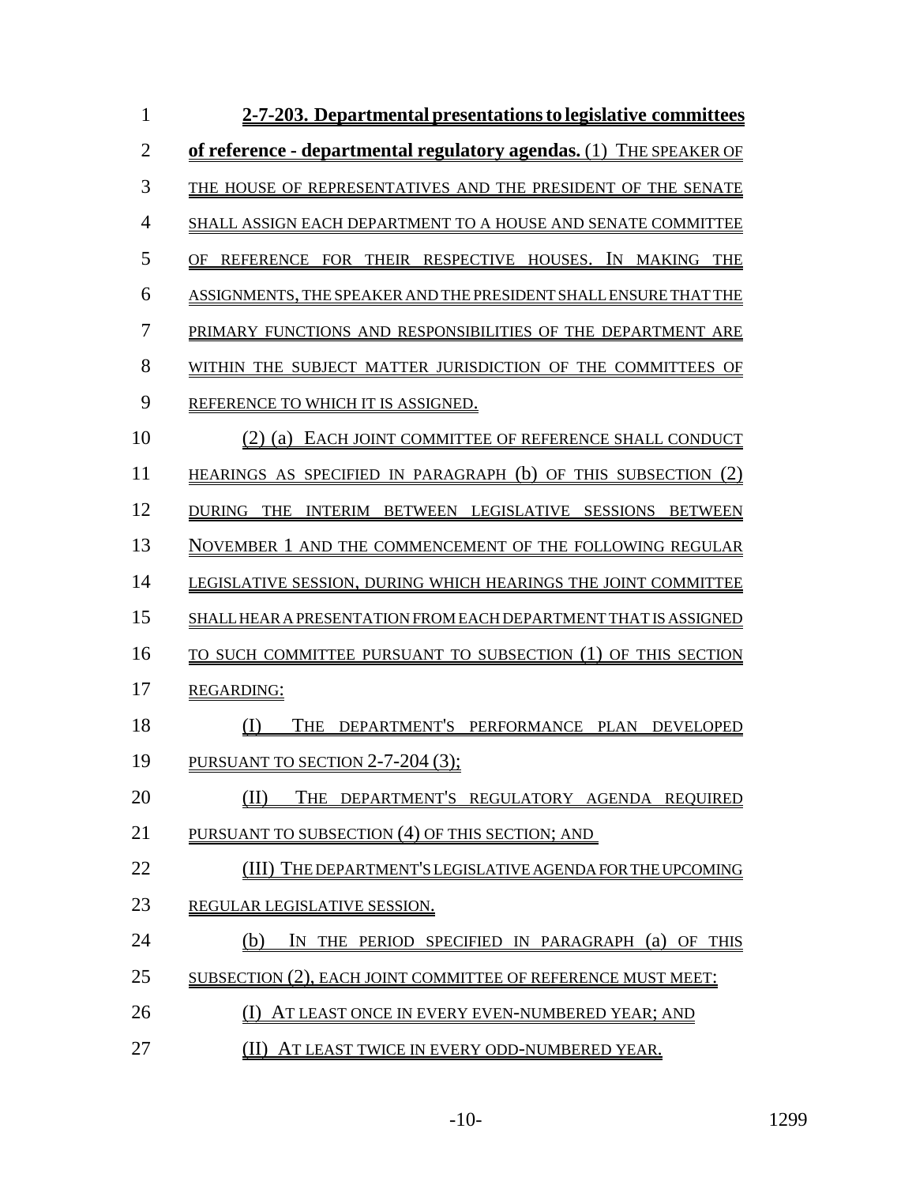**2-7-203. Departmental presentations to legislative committees of reference - departmental regulatory agendas.** (1) THE SPEAKER OF THE HOUSE OF REPRESENTATIVES AND THE PRESIDENT OF THE SENATE SHALL ASSIGN EACH DEPARTMENT TO A HOUSE AND SENATE COMMITTEE OF REFERENCE FOR THEIR RESPECTIVE HOUSES. IN MAKING THE ASSIGNMENTS, THE SPEAKER AND THE PRESIDENT SHALL ENSURE THAT THE PRIMARY FUNCTIONS AND RESPONSIBILITIES OF THE DEPARTMENT ARE WITHIN THE SUBJECT MATTER JURISDICTION OF THE COMMITTEES OF REFERENCE TO WHICH IT IS ASSIGNED.

(2) (a) EACH JOINT COMMITTEE OF REFERENCE SHALL CONDUCT HEARINGS AS SPECIFIED IN PARAGRAPH (b) OF THIS SUBSECTION (2) DURING THE INTERIM BETWEEN LEGISLATIVE SESSIONS BETWEEN NOVEMBER 1 AND THE COMMENCEMENT OF THE FOLLOWING REGULAR LEGISLATIVE SESSION, DURING WHICH HEARINGS THE JOINT COMMITTEE SHALL HEAR A PRESENTATION FROM EACH DEPARTMENT THAT IS ASSIGNED TO SUCH COMMITTEE PURSUANT TO SUBSECTION (1) OF THIS SECTION REGARDING:

(I) THE DEPARTMENT'S PERFORMANCE PLAN DEVELOPED PURSUANT TO SECTION 2-7-204 (3);

(II) THE DEPARTMENT'S REGULATORY AGENDA REQUIRED PURSUANT TO SUBSECTION (4) OF THIS SECTION; AND

(III) THE DEPARTMENT'S LEGISLATIVE AGENDA FOR THE UPCOMING REGULAR LEGISLATIVE SESSION.

(b) IN THE PERIOD SPECIFIED IN PARAGRAPH (a) OF THIS SUBSECTION (2), EACH JOINT COMMITTEE OF REFERENCE MUST MEET:

(I) AT LEAST ONCE IN EVERY EVEN-NUMBERED YEAR; AND

(II) AT LEAST TWICE IN EVERY ODD-NUMBERED YEAR.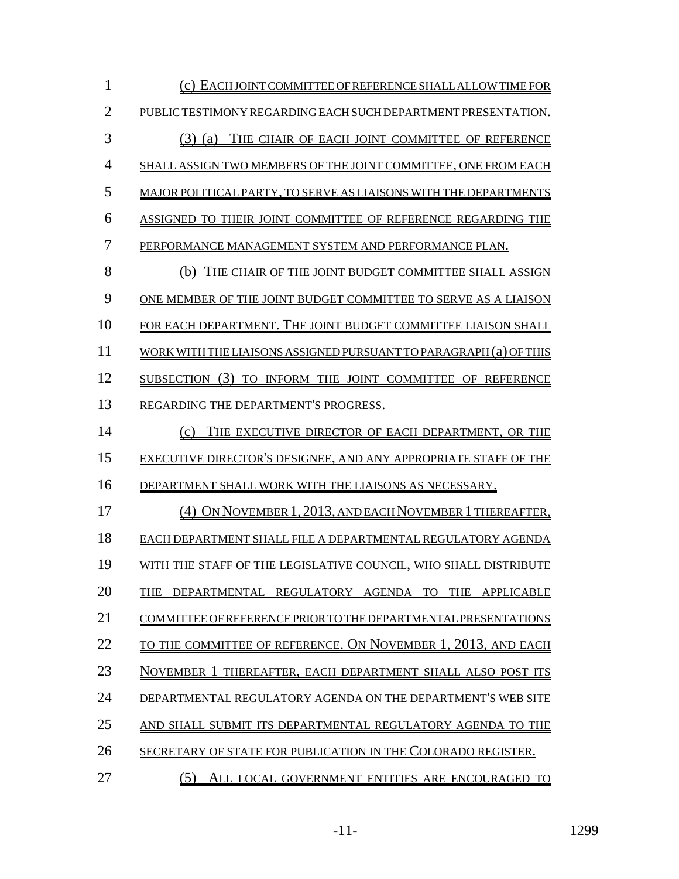(c) EACH JOINT COMMITTEE OF REFERENCE SHALL ALLOW TIME FOR PUBLIC TESTIMONY REGARDING EACH SUCH DEPARTMENT PRESENTATION.

(3) (a) THE CHAIR OF EACH JOINT COMMITTEE OF REFERENCE SHALL ASSIGN TWO MEMBERS OF THE JOINT COMMITTEE, ONE FROM EACH MAJOR POLITICAL PARTY, TO SERVE AS LIAISONS WITH THE DEPARTMENTS ASSIGNED TO THEIR JOINT COMMITTEE OF REFERENCE REGARDING THE PERFORMANCE MANAGEMENT SYSTEM AND PERFORMANCE PLAN.

(b) THE CHAIR OF THE JOINT BUDGET COMMITTEE SHALL ASSIGN ONE MEMBER OF THE JOINT BUDGET COMMITTEE TO SERVE AS A LIAISON FOR EACH DEPARTMENT. THE JOINT BUDGET COMMITTEE LIAISON SHALL WORK WITH THE LIAISONS ASSIGNED PURSUANT TO PARAGRAPH (a) OF THIS SUBSECTION (3) TO INFORM THE JOINT COMMITTEE OF REFERENCE REGARDING THE DEPARTMENT'S PROGRESS.

(c) THE EXECUTIVE DIRECTOR OF EACH DEPARTMENT, OR THE EXECUTIVE DIRECTOR'S DESIGNEE, AND ANY APPROPRIATE STAFF OF THE DEPARTMENT SHALL WORK WITH THE LIAISONS AS NECESSARY.

(4) ON NOVEMBER 1, 2013, AND EACH NOVEMBER 1 THEREAFTER, EACH DEPARTMENT SHALL FILE A DEPARTMENTAL REGULATORY AGENDA WITH THE STAFF OF THE LEGISLATIVE COUNCIL, WHO SHALL DISTRIBUTE THE DEPARTMENTAL REGULATORY AGENDA TO THE APPLICABLE COMMITTEE OF REFERENCE PRIOR TO THE DEPARTMENTAL PRESENTATIONS TO THE COMMITTEE OF REFERENCE. ON NOVEMBER 1, 2013, AND EACH NOVEMBER 1 THEREAFTER, EACH DEPARTMENT SHALL ALSO POST ITS DEPARTMENTAL REGULATORY AGENDA ON THE DEPARTMENT'S WEB SITE AND SHALL SUBMIT ITS DEPARTMENTAL REGULATORY AGENDA TO THE SECRETARY OF STATE FOR PUBLICATION IN THE COLORADO REGISTER.

(5) ALL LOCAL GOVERNMENT ENTITIES ARE ENCOURAGED TO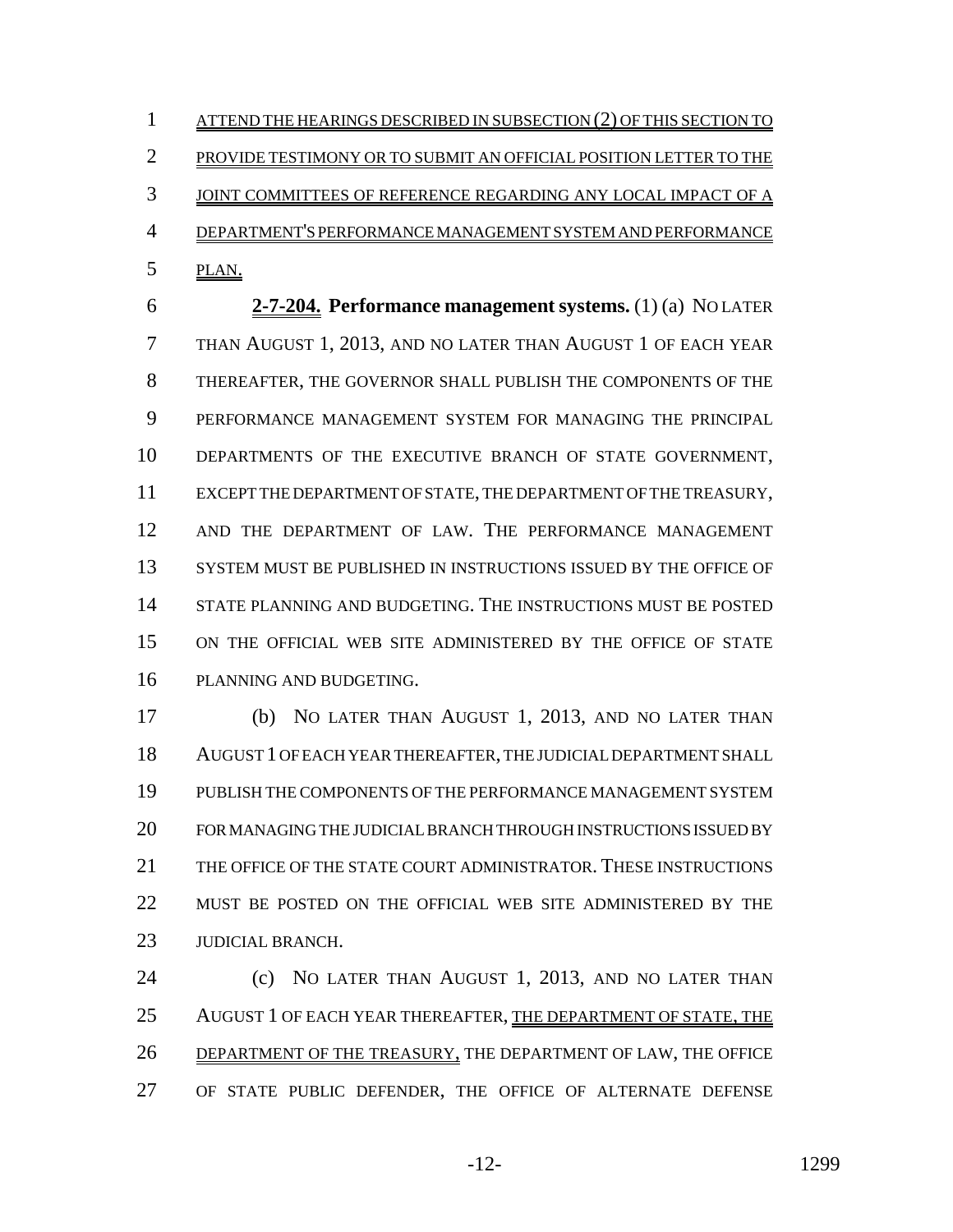ATTEND THE HEARINGS DESCRIBED IN SUBSECTION (2) OF THIS SECTION TO PROVIDE TESTIMONY OR TO SUBMIT AN OFFICIAL POSITION LETTER TO THE JOINT COMMITTEES OF REFERENCE REGARDING ANY LOCAL IMPACT OF A DEPARTMENT'S PERFORMANCE MANAGEMENT SYSTEM AND PERFORMANCE PLAN.

**2-7-204. Performance management systems.** (1) (a) NO LATER THAN AUGUST 1, 2013, AND NO LATER THAN AUGUST 1 OF EACH YEAR THEREAFTER, THE GOVERNOR SHALL PUBLISH THE COMPONENTS OF THE PERFORMANCE MANAGEMENT SYSTEM FOR MANAGING THE PRINCIPAL DEPARTMENTS OF THE EXECUTIVE BRANCH OF STATE GOVERNMENT, EXCEPT THE DEPARTMENT OF STATE, THE DEPARTMENT OF THE TREASURY, AND THE DEPARTMENT OF LAW. THE PERFORMANCE MANAGEMENT SYSTEM MUST BE PUBLISHED IN INSTRUCTIONS ISSUED BY THE OFFICE OF STATE PLANNING AND BUDGETING. THE INSTRUCTIONS MUST BE POSTED ON THE OFFICIAL WEB SITE ADMINISTERED BY THE OFFICE OF STATE PLANNING AND BUDGETING.

(b) NO LATER THAN AUGUST 1, 2013, AND NO LATER THAN AUGUST 1 OF EACH YEAR THEREAFTER, THE JUDICIAL DEPARTMENT SHALL PUBLISH THE COMPONENTS OF THE PERFORMANCE MANAGEMENT SYSTEM FOR MANAGING THE JUDICIAL BRANCH THROUGH INSTRUCTIONS ISSUED BY THE OFFICE OF THE STATE COURT ADMINISTRATOR. THESE INSTRUCTIONS MUST BE POSTED ON THE OFFICIAL WEB SITE ADMINISTERED BY THE JUDICIAL BRANCH.

(c) NO LATER THAN AUGUST 1, 2013, AND NO LATER THAN AUGUST 1 OF EACH YEAR THEREAFTER, THE DEPARTMENT OF STATE, THE DEPARTMENT OF THE TREASURY, THE DEPARTMENT OF LAW, THE OFFICE OF STATE PUBLIC DEFENDER, THE OFFICE OF ALTERNATE DEFENSE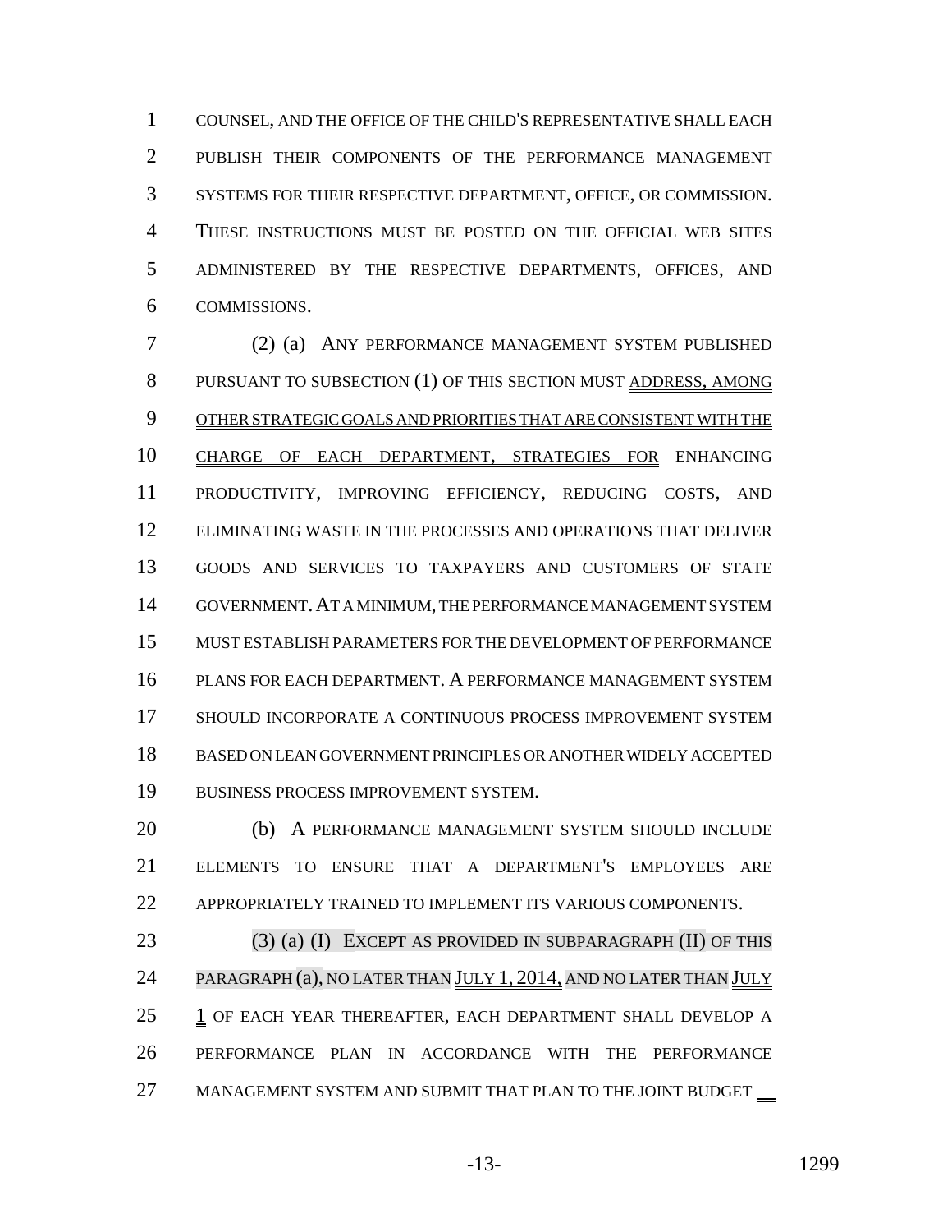COUNSEL, AND THE OFFICE OF THE CHILD'S REPRESENTATIVE SHALL EACH PUBLISH THEIR COMPONENTS OF THE PERFORMANCE MANAGEMENT SYSTEMS FOR THEIR RESPECTIVE DEPARTMENT, OFFICE, OR COMMISSION. THESE INSTRUCTIONS MUST BE POSTED ON THE OFFICIAL WEB SITES ADMINISTERED BY THE RESPECTIVE DEPARTMENTS, OFFICES, AND COMMISSIONS.

(2) (a) ANY PERFORMANCE MANAGEMENT SYSTEM PUBLISHED PURSUANT TO SUBSECTION (1) OF THIS SECTION MUST ADDRESS, AMONG OTHER STRATEGIC GOALS AND PRIORITIES THAT ARE CONSISTENT WITH THE CHARGE OF EACH DEPARTMENT, STRATEGIES FOR ENHANCING PRODUCTIVITY, IMPROVING EFFICIENCY, REDUCING COSTS, AND ELIMINATING WASTE IN THE PROCESSES AND OPERATIONS THAT DELIVER GOODS AND SERVICES TO TAXPAYERS AND CUSTOMERS OF STATE GOVERNMENT. AT A MINIMUM, THE PERFORMANCE MANAGEMENT SYSTEM MUST ESTABLISH PARAMETERS FOR THE DEVELOPMENT OF PERFORMANCE PLANS FOR EACH DEPARTMENT. A PERFORMANCE MANAGEMENT SYSTEM SHOULD INCORPORATE A CONTINUOUS PROCESS IMPROVEMENT SYSTEM BASED ON LEAN GOVERNMENT PRINCIPLES OR ANOTHER WIDELY ACCEPTED BUSINESS PROCESS IMPROVEMENT SYSTEM.

(b) A PERFORMANCE MANAGEMENT SYSTEM SHOULD INCLUDE ELEMENTS TO ENSURE THAT A DEPARTMENT'S EMPLOYEES ARE APPROPRIATELY TRAINED TO IMPLEMENT ITS VARIOUS COMPONENTS.

(3) (a) (I) EXCEPT AS PROVIDED IN SUBPARAGRAPH (II) OF THIS PARAGRAPH (a), NO LATER THAN JULY 1, 2014, AND NO LATER THAN JULY 1 OF EACH YEAR THEREAFTER, EACH DEPARTMENT SHALL DEVELOP A PERFORMANCE PLAN IN ACCORDANCE WITH THE PERFORMANCE MANAGEMENT SYSTEM AND SUBMIT THAT PLAN TO THE JOINT BUDGET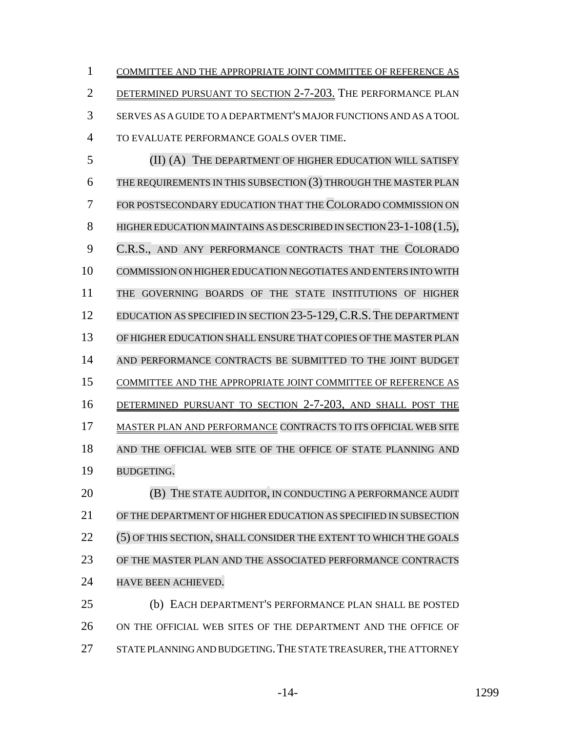COMMITTEE AND THE APPROPRIATE JOINT COMMITTEE OF REFERENCE AS DETERMINED PURSUANT TO SECTION 2-7-203. THE PERFORMANCE PLAN SERVES AS A GUIDE TO A DEPARTMENT'S MAJOR FUNCTIONS AND AS A TOOL TO EVALUATE PERFORMANCE GOALS OVER TIME.

(II) (A) THE DEPARTMENT OF HIGHER EDUCATION WILL SATISFY THE REQUIREMENTS IN THIS SUBSECTION (3) THROUGH THE MASTER PLAN FOR POSTSECONDARY EDUCATION THAT THE COLORADO COMMISSION ON HIGHER EDUCATION MAINTAINS AS DESCRIBED IN SECTION 23-1-108 (1.5), C.R.S., AND ANY PERFORMANCE CONTRACTS THAT THE COLORADO COMMISSION ON HIGHER EDUCATION NEGOTIATES AND ENTERS INTO WITH THE GOVERNING BOARDS OF THE STATE INSTITUTIONS OF HIGHER EDUCATION AS SPECIFIED IN SECTION 23-5-129, C.R.S. THE DEPARTMENT OF HIGHER EDUCATION SHALL ENSURE THAT COPIES OF THE MASTER PLAN AND PERFORMANCE CONTRACTS BE SUBMITTED TO THE JOINT BUDGET COMMITTEE AND THE APPROPRIATE JOINT COMMITTEE OF REFERENCE AS DETERMINED PURSUANT TO SECTION 2-7-203, AND SHALL POST THE MASTER PLAN AND PERFORMANCE CONTRACTS TO ITS OFFICIAL WEB SITE AND THE OFFICIAL WEB SITE OF THE OFFICE OF STATE PLANNING AND BUDGETING.

(B) THE STATE AUDITOR, IN CONDUCTING A PERFORMANCE AUDIT OF THE DEPARTMENT OF HIGHER EDUCATION AS SPECIFIED IN SUBSECTION (5) OF THIS SECTION, SHALL CONSIDER THE EXTENT TO WHICH THE GOALS OF THE MASTER PLAN AND THE ASSOCIATED PERFORMANCE CONTRACTS HAVE BEEN ACHIEVED.

(b) EACH DEPARTMENT'S PERFORMANCE PLAN SHALL BE POSTED ON THE OFFICIAL WEB SITES OF THE DEPARTMENT AND THE OFFICE OF STATE PLANNING AND BUDGETING. THE STATE TREASURER, THE ATTORNEY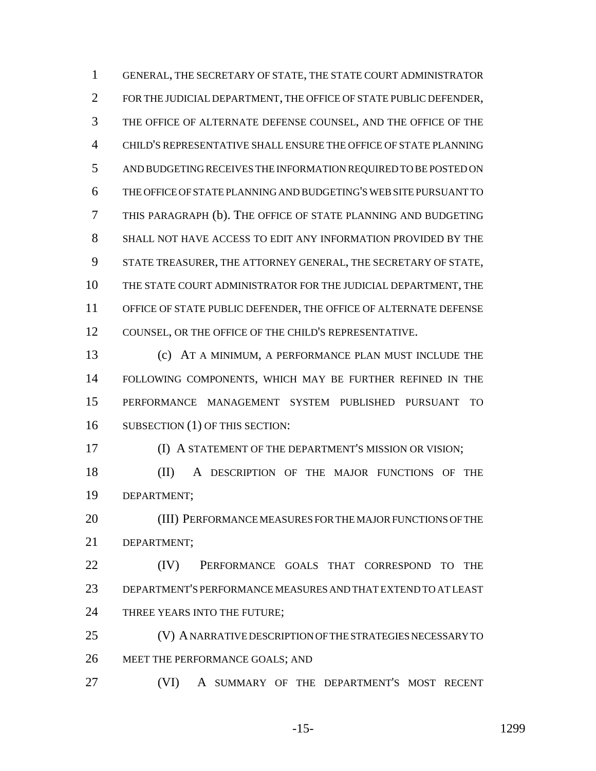GENERAL, THE SECRETARY OF STATE, THE STATE COURT ADMINISTRATOR FOR THE JUDICIAL DEPARTMENT, THE OFFICE OF STATE PUBLIC DEFENDER, THE OFFICE OF ALTERNATE DEFENSE COUNSEL, AND THE OFFICE OF THE CHILD'S REPRESENTATIVE SHALL ENSURE THE OFFICE OF STATE PLANNING AND BUDGETING RECEIVES THE INFORMATION REQUIRED TO BE POSTED ON THE OFFICE OF STATE PLANNING AND BUDGETING'S WEB SITE PURSUANT TO THIS PARAGRAPH (b). THE OFFICE OF STATE PLANNING AND BUDGETING SHALL NOT HAVE ACCESS TO EDIT ANY INFORMATION PROVIDED BY THE STATE TREASURER, THE ATTORNEY GENERAL, THE SECRETARY OF STATE, THE STATE COURT ADMINISTRATOR FOR THE JUDICIAL DEPARTMENT, THE OFFICE OF STATE PUBLIC DEFENDER, THE OFFICE OF ALTERNATE DEFENSE COUNSEL, OR THE OFFICE OF THE CHILD'S REPRESENTATIVE.

(c) AT A MINIMUM, A PERFORMANCE PLAN MUST INCLUDE THE FOLLOWING COMPONENTS, WHICH MAY BE FURTHER REFINED IN THE PERFORMANCE MANAGEMENT SYSTEM PUBLISHED PURSUANT TO SUBSECTION (1) OF THIS SECTION:

(I) A STATEMENT OF THE DEPARTMENT'S MISSION OR VISION;

(II) A DESCRIPTION OF THE MAJOR FUNCTIONS OF THE DEPARTMENT;

(III) PERFORMANCE MEASURES FOR THE MAJOR FUNCTIONS OF THE DEPARTMENT;

(IV) PERFORMANCE GOALS THAT CORRESPOND TO THE DEPARTMENT'S PERFORMANCE MEASURES AND THAT EXTEND TO AT LEAST THREE YEARS INTO THE FUTURE;

(V) A NARRATIVE DESCRIPTION OF THE STRATEGIES NECESSARY TO MEET THE PERFORMANCE GOALS; AND

(VI) A SUMMARY OF THE DEPARTMENT'S MOST RECENT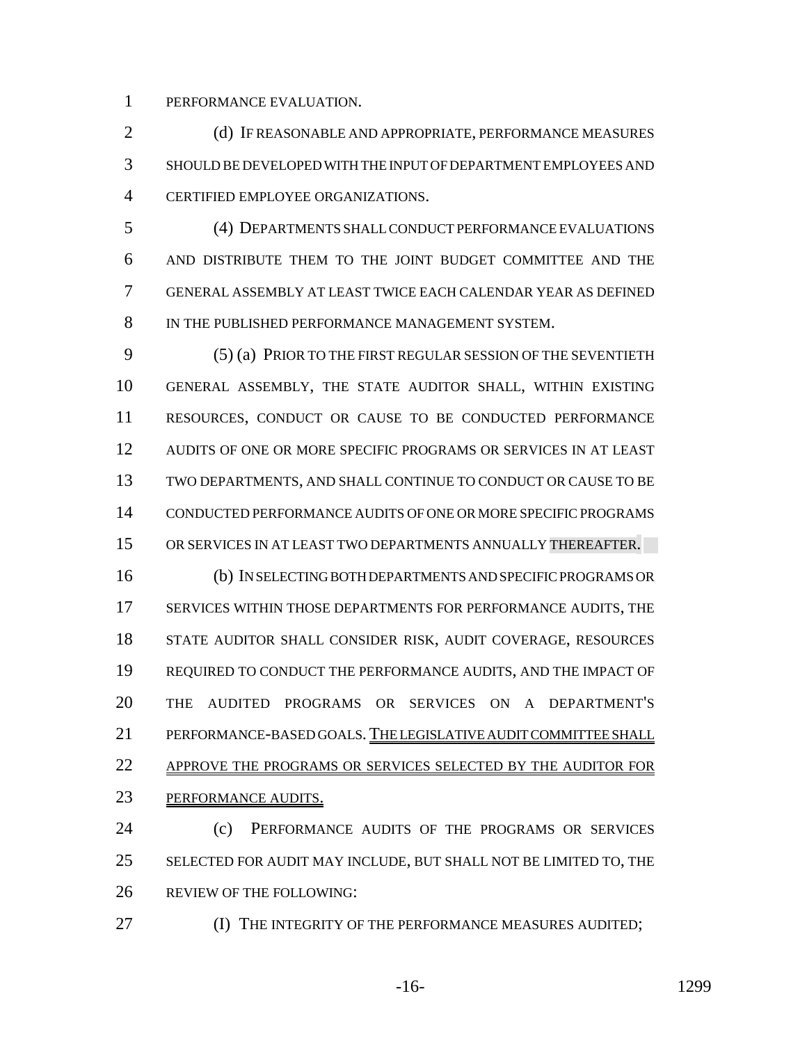PERFORMANCE EVALUATION.

(d) IF REASONABLE AND APPROPRIATE, PERFORMANCE MEASURES SHOULD BE DEVELOPED WITH THE INPUT OF DEPARTMENT EMPLOYEES AND CERTIFIED EMPLOYEE ORGANIZATIONS.

(4) DEPARTMENTS SHALL CONDUCT PERFORMANCE EVALUATIONS AND DISTRIBUTE THEM TO THE JOINT BUDGET COMMITTEE AND THE GENERAL ASSEMBLY AT LEAST TWICE EACH CALENDAR YEAR AS DEFINED IN THE PUBLISHED PERFORMANCE MANAGEMENT SYSTEM.

(5) (a) PRIOR TO THE FIRST REGULAR SESSION OF THE SEVENTIETH GENERAL ASSEMBLY, THE STATE AUDITOR SHALL, WITHIN EXISTING RESOURCES, CONDUCT OR CAUSE TO BE CONDUCTED PERFORMANCE AUDITS OF ONE OR MORE SPECIFIC PROGRAMS OR SERVICES IN AT LEAST TWO DEPARTMENTS, AND SHALL CONTINUE TO CONDUCT OR CAUSE TO BE CONDUCTED PERFORMANCE AUDITS OF ONE OR MORE SPECIFIC PROGRAMS OR SERVICES IN AT LEAST TWO DEPARTMENTS ANNUALLY THEREAFTER.

(b) IN SELECTING BOTH DEPARTMENTS AND SPECIFIC PROGRAMS OR SERVICES WITHIN THOSE DEPARTMENTS FOR PERFORMANCE AUDITS, THE STATE AUDITOR SHALL CONSIDER RISK, AUDIT COVERAGE, RESOURCES REQUIRED TO CONDUCT THE PERFORMANCE AUDITS, AND THE IMPACT OF THE AUDITED PROGRAMS OR SERVICES ON A DEPARTMENT'S PERFORMANCE-BASED GOALS. THE LEGISLATIVE AUDIT COMMITTEE SHALL APPROVE THE PROGRAMS OR SERVICES SELECTED BY THE AUDITOR FOR PERFORMANCE AUDITS.

(c) PERFORMANCE AUDITS OF THE PROGRAMS OR SERVICES SELECTED FOR AUDIT MAY INCLUDE, BUT SHALL NOT BE LIMITED TO, THE REVIEW OF THE FOLLOWING:

(I) THE INTEGRITY OF THE PERFORMANCE MEASURES AUDITED;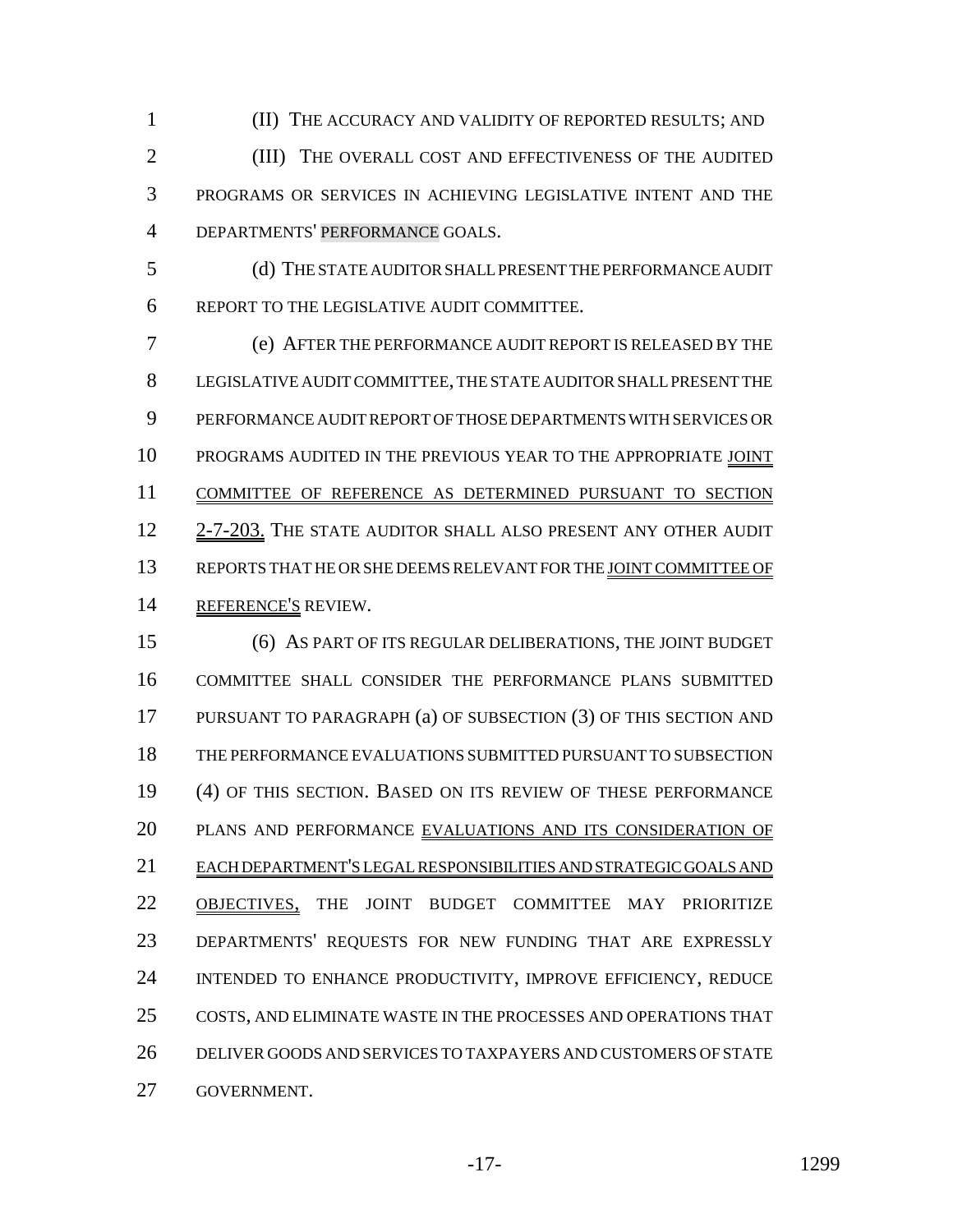(II) THE ACCURACY AND VALIDITY OF REPORTED RESULTS; AND

(III) THE OVERALL COST AND EFFECTIVENESS OF THE AUDITED PROGRAMS OR SERVICES IN ACHIEVING LEGISLATIVE INTENT AND THE DEPARTMENTS' PERFORMANCE GOALS.

(d) THE STATE AUDITOR SHALL PRESENT THE PERFORMANCE AUDIT REPORT TO THE LEGISLATIVE AUDIT COMMITTEE.

(e) AFTER THE PERFORMANCE AUDIT REPORT IS RELEASED BY THE LEGISLATIVE AUDIT COMMITTEE, THE STATE AUDITOR SHALL PRESENT THE PERFORMANCE AUDIT REPORT OF THOSE DEPARTMENTS WITH SERVICES OR PROGRAMS AUDITED IN THE PREVIOUS YEAR TO THE APPROPRIATE JOINT COMMITTEE OF REFERENCE AS DETERMINED PURSUANT TO SECTION 2-7-203. THE STATE AUDITOR SHALL ALSO PRESENT ANY OTHER AUDIT REPORTS THAT HE OR SHE DEEMS RELEVANT FOR THE JOINT COMMITTEE OF REFERENCE'S REVIEW.

(6) AS PART OF ITS REGULAR DELIBERATIONS, THE JOINT BUDGET COMMITTEE SHALL CONSIDER THE PERFORMANCE PLANS SUBMITTED PURSUANT TO PARAGRAPH (a) OF SUBSECTION (3) OF THIS SECTION AND THE PERFORMANCE EVALUATIONS SUBMITTED PURSUANT TO SUBSECTION (4) OF THIS SECTION. BASED ON ITS REVIEW OF THESE PERFORMANCE PLANS AND PERFORMANCE EVALUATIONS AND ITS CONSIDERATION OF EACH DEPARTMENT'S LEGAL RESPONSIBILITIES AND STRATEGIC GOALS AND OBJECTIVES, THE JOINT BUDGET COMMITTEE MAY PRIORITIZE DEPARTMENTS' REQUESTS FOR NEW FUNDING THAT ARE EXPRESSLY INTENDED TO ENHANCE PRODUCTIVITY, IMPROVE EFFICIENCY, REDUCE COSTS, AND ELIMINATE WASTE IN THE PROCESSES AND OPERATIONS THAT DELIVER GOODS AND SERVICES TO TAXPAYERS AND CUSTOMERS OF STATE GOVERNMENT.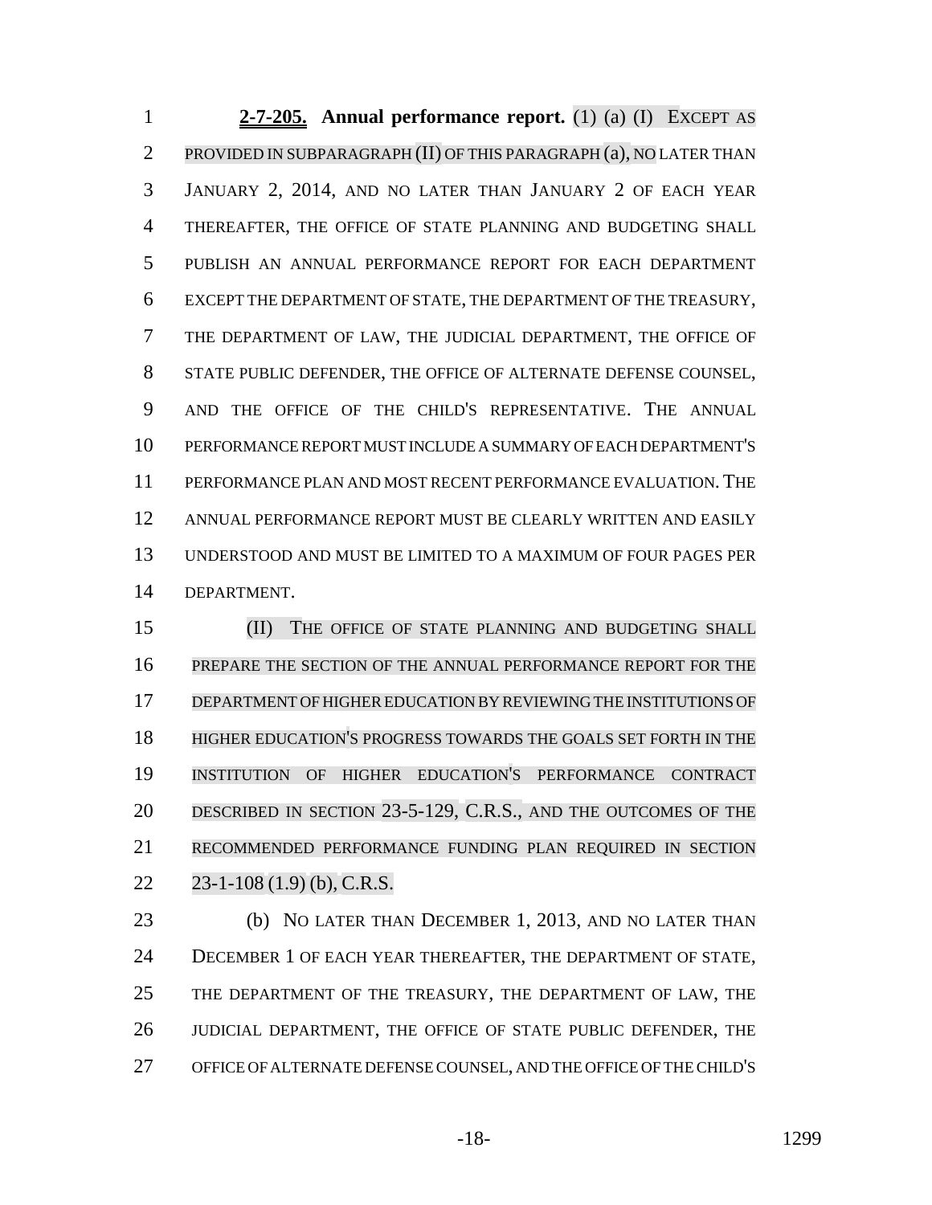**2-7-205. Annual performance report.** (1) (a) (I) EXCEPT AS PROVIDED IN SUBPARAGRAPH (II) OF THIS PARAGRAPH (a), NO LATER THAN JANUARY 2, 2014, AND NO LATER THAN JANUARY 2 OF EACH YEAR THEREAFTER, THE OFFICE OF STATE PLANNING AND BUDGETING SHALL PUBLISH AN ANNUAL PERFORMANCE REPORT FOR EACH DEPARTMENT EXCEPT THE DEPARTMENT OF STATE, THE DEPARTMENT OF THE TREASURY, THE DEPARTMENT OF LAW, THE JUDICIAL DEPARTMENT, THE OFFICE OF STATE PUBLIC DEFENDER, THE OFFICE OF ALTERNATE DEFENSE COUNSEL, AND THE OFFICE OF THE CHILD'S REPRESENTATIVE. THE ANNUAL PERFORMANCE REPORT MUST INCLUDE A SUMMARY OF EACH DEPARTMENT'S PERFORMANCE PLAN AND MOST RECENT PERFORMANCE EVALUATION. THE ANNUAL PERFORMANCE REPORT MUST BE CLEARLY WRITTEN AND EASILY UNDERSTOOD AND MUST BE LIMITED TO A MAXIMUM OF FOUR PAGES PER DEPARTMENT.

(II) THE OFFICE OF STATE PLANNING AND BUDGETING SHALL PREPARE THE SECTION OF THE ANNUAL PERFORMANCE REPORT FOR THE DEPARTMENT OF HIGHER EDUCATION BY REVIEWING THE INSTITUTIONS OF HIGHER EDUCATION'S PROGRESS TOWARDS THE GOALS SET FORTH IN THE INSTITUTION OF HIGHER EDUCATION'S PERFORMANCE CONTRACT DESCRIBED IN SECTION 23-5-129, C.R.S., AND THE OUTCOMES OF THE RECOMMENDED PERFORMANCE FUNDING PLAN REQUIRED IN SECTION 23-1-108 (1.9) (b), C.R.S.

(b) NO LATER THAN DECEMBER 1, 2013, AND NO LATER THAN DECEMBER 1 OF EACH YEAR THEREAFTER, THE DEPARTMENT OF STATE, THE DEPARTMENT OF THE TREASURY, THE DEPARTMENT OF LAW, THE JUDICIAL DEPARTMENT, THE OFFICE OF STATE PUBLIC DEFENDER, THE OFFICE OF ALTERNATE DEFENSE COUNSEL, AND THE OFFICE OF THE CHILD'S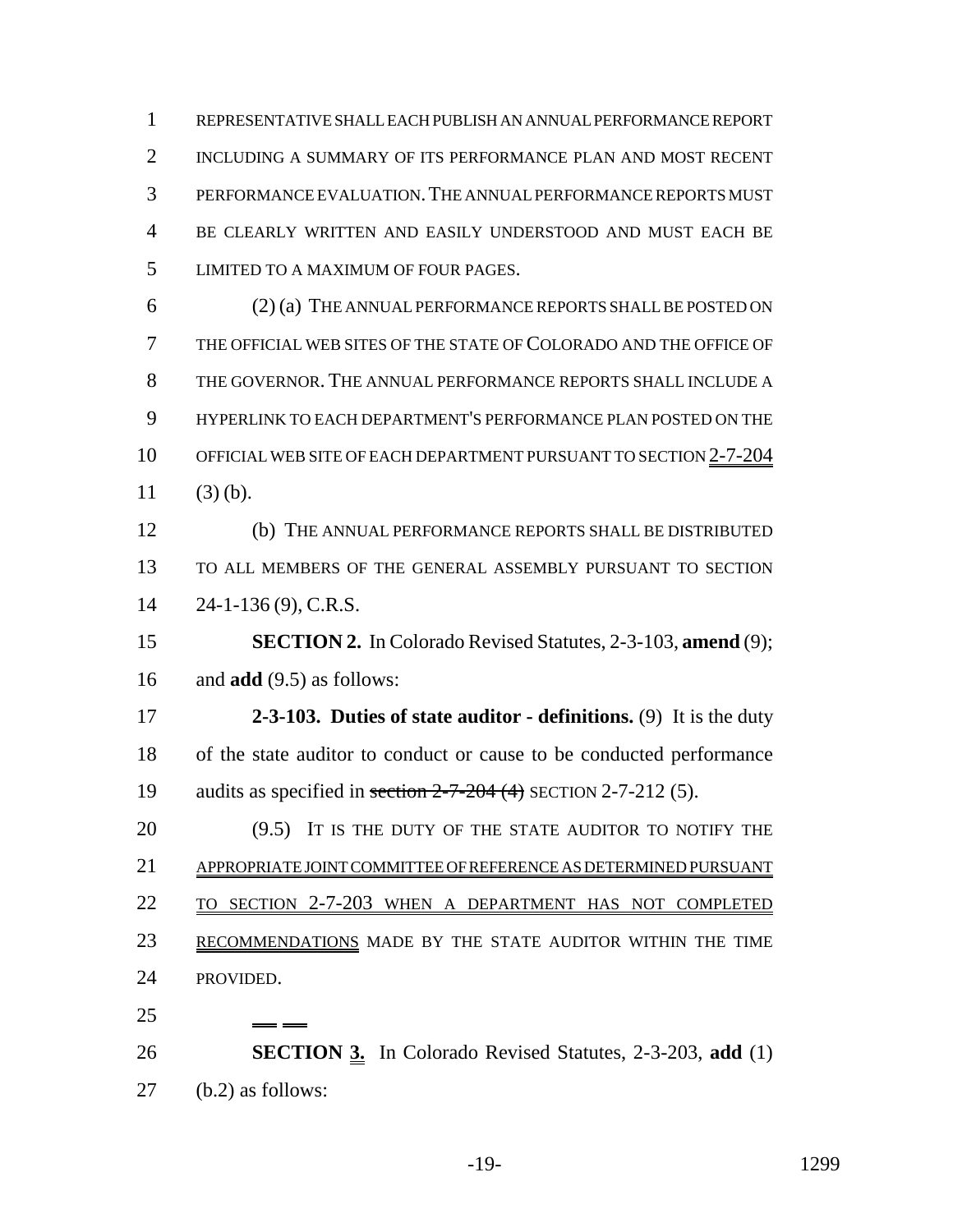REPRESENTATIVE SHALL EACH PUBLISH AN ANNUAL PERFORMANCE REPORT INCLUDING A SUMMARY OF ITS PERFORMANCE PLAN AND MOST RECENT PERFORMANCE EVALUATION. THE ANNUAL PERFORMANCE REPORTS MUST BE CLEARLY WRITTEN AND EASILY UNDERSTOOD AND MUST EACH BE LIMITED TO A MAXIMUM OF FOUR PAGES.

(2) (a) THE ANNUAL PERFORMANCE REPORTS SHALL BE POSTED ON THE OFFICIAL WEB SITES OF THE STATE OF COLORADO AND THE OFFICE OF THE GOVERNOR. THE ANNUAL PERFORMANCE REPORTS SHALL INCLUDE A HYPERLINK TO EACH DEPARTMENT'S PERFORMANCE PLAN POSTED ON THE OFFICIAL WEB SITE OF EACH DEPARTMENT PURSUANT TO SECTION 2-7-204 (3) (b).

(b) THE ANNUAL PERFORMANCE REPORTS SHALL BE DISTRIBUTED TO ALL MEMBERS OF THE GENERAL ASSEMBLY PURSUANT TO SECTION 24-1-136 (9), C.R.S.

**SECTION 2.** In Colorado Revised Statutes, 2-3-103, **amend** (9); and **add** (9.5) as follows:

**2-3-103. Duties of state auditor - definitions.** (9) It is the duty of the state auditor to conduct or cause to be conducted performance audits as specified in ~~section 2-7-204 (4)~~ SECTION 2-7-212 (5).

(9.5) IT IS THE DUTY OF THE STATE AUDITOR TO NOTIFY THE APPROPRIATE JOINT COMMITTEE OF REFERENCE AS DETERMINED PURSUANT TO SECTION 2-7-203 WHEN A DEPARTMENT HAS NOT COMPLETED RECOMMENDATIONS MADE BY THE STATE AUDITOR WITHIN THE TIME PROVIDED.

**SECTION 3.** In Colorado Revised Statutes, 2-3-203, **add** (1) (b.2) as follows: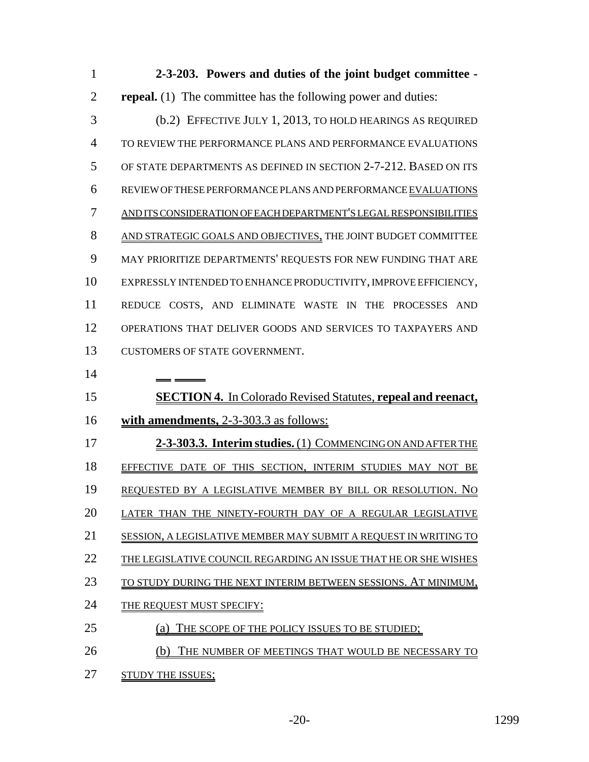**2-3-203. Powers and duties of the joint budget committee - repeal.** (1) The committee has the following power and duties:

(b.2) EFFECTIVE JULY 1, 2013, TO HOLD HEARINGS AS REQUIRED TO REVIEW THE PERFORMANCE PLANS AND PERFORMANCE EVALUATIONS OF STATE DEPARTMENTS AS DEFINED IN SECTION 2-7-212. BASED ON ITS REVIEW OF THESE PERFORMANCE PLANS AND PERFORMANCE EVALUATIONS AND ITS CONSIDERATION OF EACH DEPARTMENT'S LEGAL RESPONSIBILITIES AND STRATEGIC GOALS AND OBJECTIVES, THE JOINT BUDGET COMMITTEE MAY PRIORITIZE DEPARTMENTS' REQUESTS FOR NEW FUNDING THAT ARE EXPRESSLY INTENDED TO ENHANCE PRODUCTIVITY, IMPROVE EFFICIENCY, REDUCE COSTS, AND ELIMINATE WASTE IN THE PROCESSES AND OPERATIONS THAT DELIVER GOODS AND SERVICES TO TAXPAYERS AND CUSTOMERS OF STATE GOVERNMENT.

**SECTION 4.** In Colorado Revised Statutes, **repeal and reenact, with amendments,** 2-3-303.3 as follows:

**2-3-303.3. Interim studies.** (1) COMMENCING ON AND AFTER THE EFFECTIVE DATE OF THIS SECTION, INTERIM STUDIES MAY NOT BE REQUESTED BY A LEGISLATIVE MEMBER BY BILL OR RESOLUTION. NO LATER THAN THE NINETY-FOURTH DAY OF A REGULAR LEGISLATIVE SESSION, A LEGISLATIVE MEMBER MAY SUBMIT A REQUEST IN WRITING TO THE LEGISLATIVE COUNCIL REGARDING AN ISSUE THAT HE OR SHE WISHES TO STUDY DURING THE NEXT INTERIM BETWEEN SESSIONS. AT MINIMUM, THE REQUEST MUST SPECIFY:

(a) THE SCOPE OF THE POLICY ISSUES TO BE STUDIED;

(b) THE NUMBER OF MEETINGS THAT WOULD BE NECESSARY TO STUDY THE ISSUES;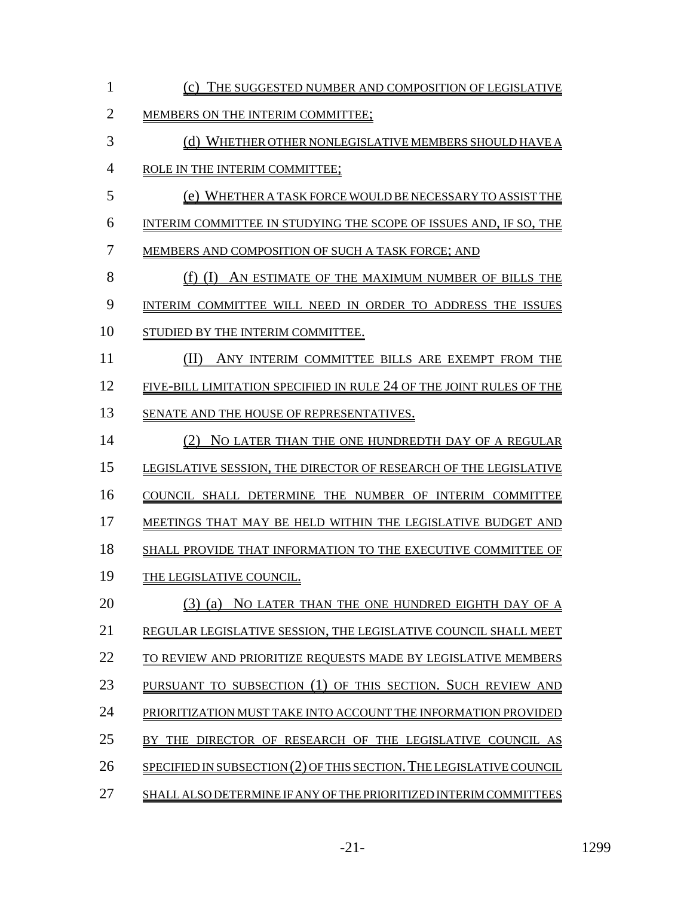(c) THE SUGGESTED NUMBER AND COMPOSITION OF LEGISLATIVE MEMBERS ON THE INTERIM COMMITTEE;

(d) WHETHER OTHER NONLEGISLATIVE MEMBERS SHOULD HAVE A ROLE IN THE INTERIM COMMITTEE;

(e) WHETHER A TASK FORCE WOULD BE NECESSARY TO ASSIST THE INTERIM COMMITTEE IN STUDYING THE SCOPE OF ISSUES AND, IF SO, THE MEMBERS AND COMPOSITION OF SUCH A TASK FORCE; AND

(f) (I) AN ESTIMATE OF THE MAXIMUM NUMBER OF BILLS THE INTERIM COMMITTEE WILL NEED IN ORDER TO ADDRESS THE ISSUES STUDIED BY THE INTERIM COMMITTEE.

(II) ANY INTERIM COMMITTEE BILLS ARE EXEMPT FROM THE FIVE-BILL LIMITATION SPECIFIED IN RULE 24 OF THE JOINT RULES OF THE SENATE AND THE HOUSE OF REPRESENTATIVES.

(2) NO LATER THAN THE ONE HUNDREDTH DAY OF A REGULAR LEGISLATIVE SESSION, THE DIRECTOR OF RESEARCH OF THE LEGISLATIVE COUNCIL SHALL DETERMINE THE NUMBER OF INTERIM COMMITTEE MEETINGS THAT MAY BE HELD WITHIN THE LEGISLATIVE BUDGET AND SHALL PROVIDE THAT INFORMATION TO THE EXECUTIVE COMMITTEE OF THE LEGISLATIVE COUNCIL.

(3) (a) NO LATER THAN THE ONE HUNDRED EIGHTH DAY OF A REGULAR LEGISLATIVE SESSION, THE LEGISLATIVE COUNCIL SHALL MEET TO REVIEW AND PRIORITIZE REQUESTS MADE BY LEGISLATIVE MEMBERS PURSUANT TO SUBSECTION (1) OF THIS SECTION. SUCH REVIEW AND PRIORITIZATION MUST TAKE INTO ACCOUNT THE INFORMATION PROVIDED BY THE DIRECTOR OF RESEARCH OF THE LEGISLATIVE COUNCIL AS SPECIFIED IN SUBSECTION (2) OF THIS SECTION. THE LEGISLATIVE COUNCIL SHALL ALSO DETERMINE IF ANY OF THE PRIORITIZED INTERIM COMMITTEES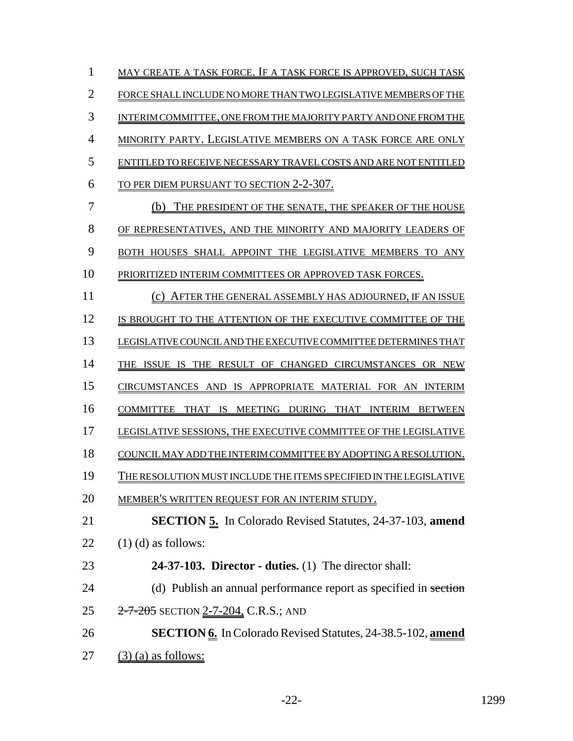MAY CREATE A TASK FORCE. IF A TASK FORCE IS APPROVED, SUCH TASK FORCE SHALL INCLUDE NO MORE THAN TWO LEGISLATIVE MEMBERS OF THE INTERIM COMMITTEE, ONE FROM THE MAJORITY PARTY AND ONE FROM THE MINORITY PARTY. LEGISLATIVE MEMBERS ON A TASK FORCE ARE ONLY ENTITLED TO RECEIVE NECESSARY TRAVEL COSTS AND ARE NOT ENTITLED TO PER DIEM PURSUANT TO SECTION 2-2-307.

(b) THE PRESIDENT OF THE SENATE, THE SPEAKER OF THE HOUSE OF REPRESENTATIVES, AND THE MINORITY AND MAJORITY LEADERS OF BOTH HOUSES SHALL APPOINT THE LEGISLATIVE MEMBERS TO ANY PRIORITIZED INTERIM COMMITTEES OR APPROVED TASK FORCES.

(c) AFTER THE GENERAL ASSEMBLY HAS ADJOURNED, IF AN ISSUE IS BROUGHT TO THE ATTENTION OF THE EXECUTIVE COMMITTEE OF THE LEGISLATIVE COUNCIL AND THE EXECUTIVE COMMITTEE DETERMINES THAT THE ISSUE IS THE RESULT OF CHANGED CIRCUMSTANCES OR NEW CIRCUMSTANCES AND IS APPROPRIATE MATERIAL FOR AN INTERIM COMMITTEE THAT IS MEETING DURING THAT INTERIM BETWEEN LEGISLATIVE SESSIONS, THE EXECUTIVE COMMITTEE OF THE LEGISLATIVE COUNCIL MAY ADD THE INTERIM COMMITTEE BY ADOPTING A RESOLUTION. THE RESOLUTION MUST INCLUDE THE ITEMS SPECIFIED IN THE LEGISLATIVE MEMBER'S WRITTEN REQUEST FOR AN INTERIM STUDY.

**SECTION 5.** In Colorado Revised Statutes, 24-37-103, **amend** (1) (d) as follows:

**24-37-103. Director - duties.** (1) The director shall:

(d) Publish an annual performance report as specified in ~~section 2-7-205~~ SECTION 2-7-204, C.R.S.; AND

**SECTION 6.** In Colorado Revised Statutes, 24-38.5-102, **amend** (3) (a) as follows: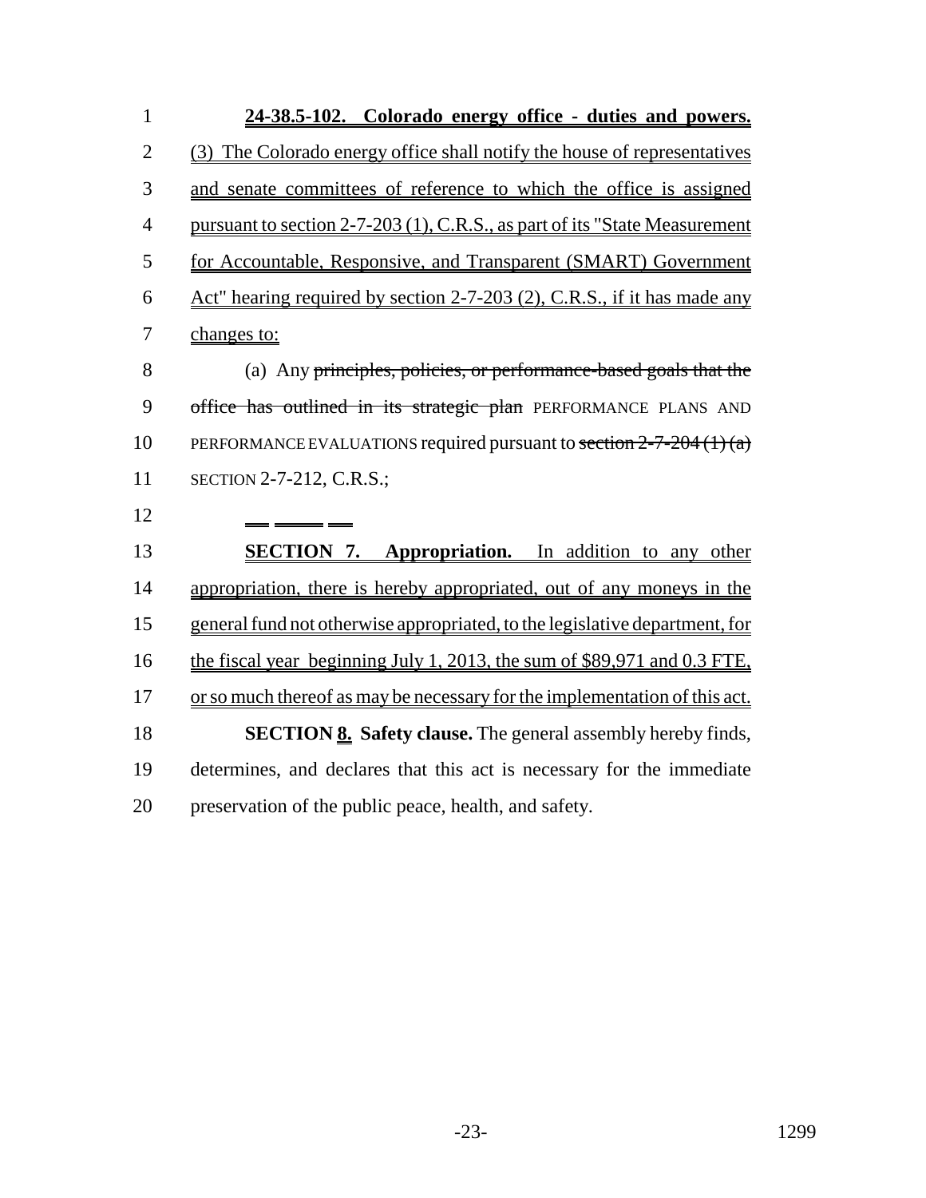**24-38.5-102. Colorado energy office - duties and powers.** (3) The Colorado energy office shall notify the house of representatives and senate committees of reference to which the office is assigned pursuant to section 2-7-203 (1), C.R.S., as part of its "State Measurement for Accountable, Responsive, and Transparent (SMART) Government Act" hearing required by section 2-7-203 (2), C.R.S., if it has made any changes to:

(a) Any ~~principles, policies, or performance-based goals that the office has outlined in its strategic plan~~ PERFORMANCE PLANS AND PERFORMANCE EVALUATIONS required pursuant to ~~section 2-7-204 (1) (a)~~ SECTION 2-7-212, C.R.S.;

**SECTION 7. Appropriation.** In addition to any other appropriation, there is hereby appropriated, out of any moneys in the general fund not otherwise appropriated, to the legislative department, for the fiscal year beginning July 1, 2013, the sum of $89,971 and 0.3 FTE, or so much thereof as may be necessary for the implementation of this act.

**SECTION 8. Safety clause.** The general assembly hereby finds, determines, and declares that this act is necessary for the immediate preservation of the public peace, health, and safety.